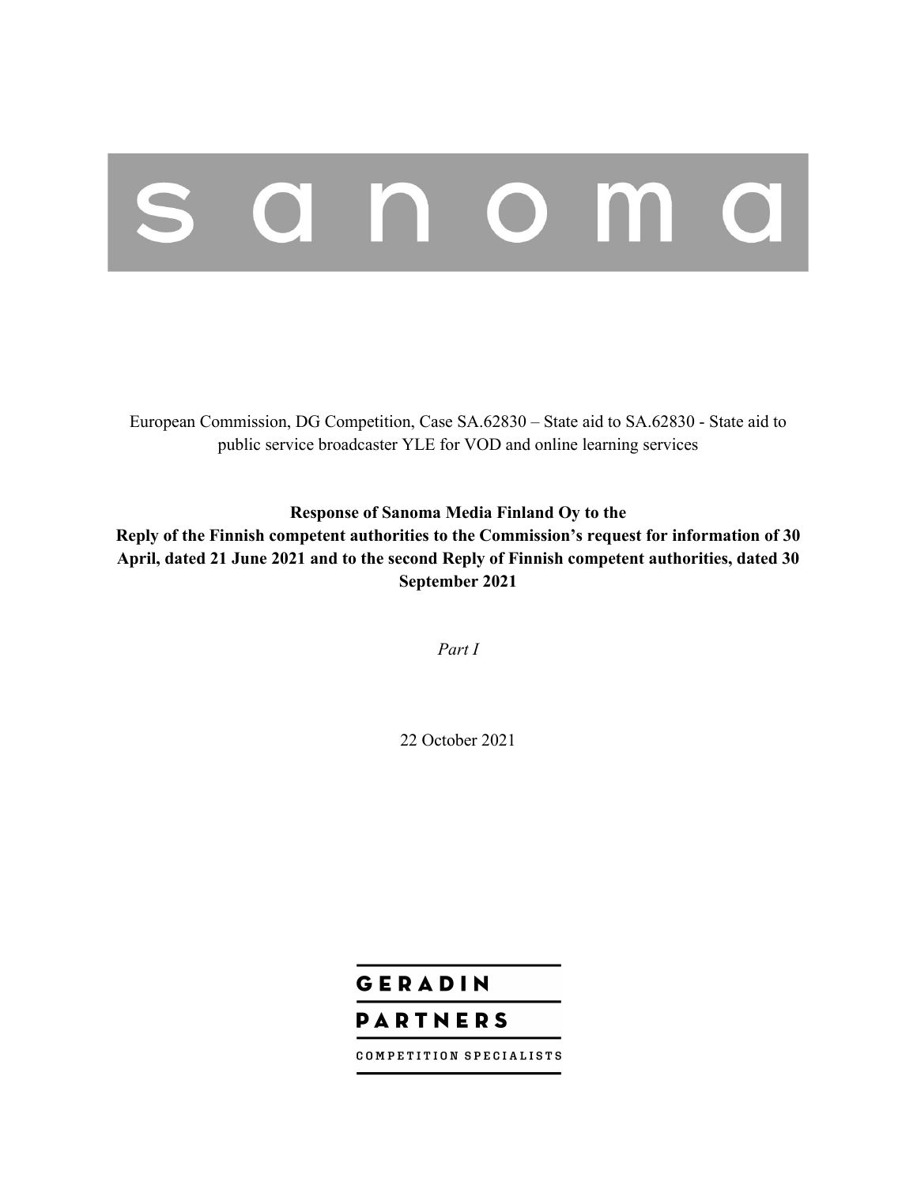sanoma

European Commission, DG Competition, Case SA.62830 – State aid to SA.62830 - State aid to public service broadcaster YLE for VOD and online learning services

**Response of Sanoma Media Finland Oy to the Reply of the Finnish competent authorities to the Commission's request for information of 30 April, dated 21 June 2021 and to the second Reply of Finnish competent authorities, dated 30 September 2021**

*Part I*

22 October 2021

GERADIN PARTNERS

COMPETITION SPECIALISTS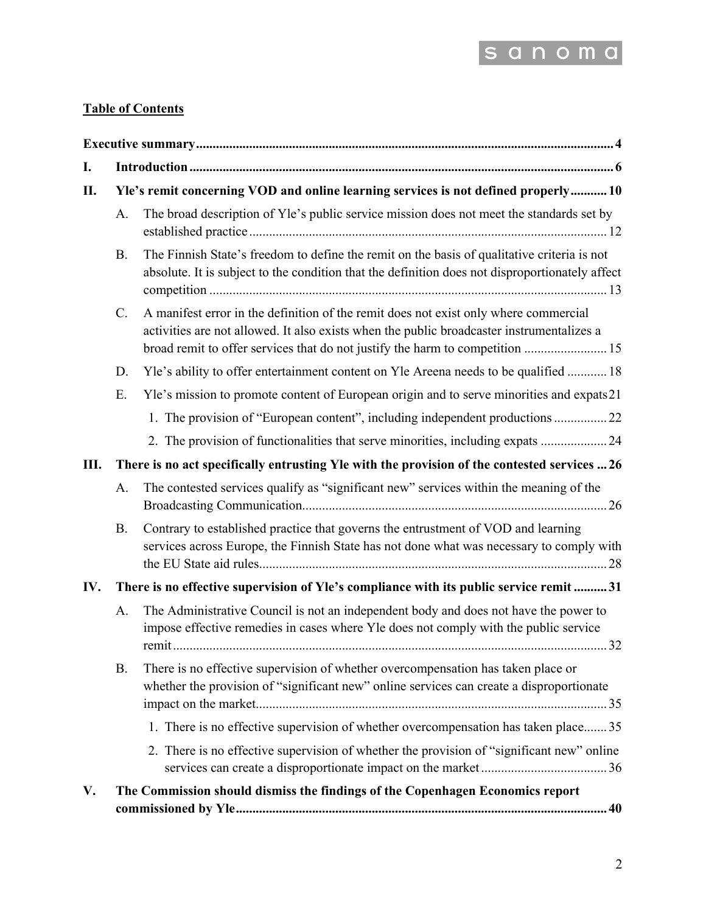**Table of Contents**

**Executive summary** .......... 4

**I. Introduction** .......... 6

**II. Yle's remit concerning VOD and online learning services is not defined properly** .......... 10

- A. The broad description of Yle's public service mission does not meet the standards set by established practice .......... 12
- B. The Finnish State's freedom to define the remit on the basis of qualitative criteria is not absolute. It is subject to the condition that the definition does not disproportionately affect competition .......... 13
- C. A manifest error in the definition of the remit does not exist only where commercial activities are not allowed. It also exists when the public broadcaster instrumentalizes a broad remit to offer services that do not justify the harm to competition .......... 15
- D. Yle's ability to offer entertainment content on Yle Areena needs to be qualified .......... 18
- E. Yle's mission to promote content of European origin and to serve minorities and expats .......... 21
  1. The provision of "European content", including independent productions .......... 22
  2. The provision of functionalities that serve minorities, including expats .......... 24

**III. There is no act specifically entrusting Yle with the provision of the contested services** .......... 26

- A. The contested services qualify as "significant new" services within the meaning of the Broadcasting Communication .......... 26
- B. Contrary to established practice that governs the entrustment of VOD and learning services across Europe, the Finnish State has not done what was necessary to comply with the EU State aid rules .......... 28

**IV. There is no effective supervision of Yle's compliance with its public service remit** .......... 31

- A. The Administrative Council is not an independent body and does not have the power to impose effective remedies in cases where Yle does not comply with the public service remit .......... 32
- B. There is no effective supervision of whether overcompensation has taken place or whether the provision of "significant new" online services can create a disproportionate impact on the market .......... 35
  1. There is no effective supervision of whether overcompensation has taken place .......... 35
  2. There is no effective supervision of whether the provision of "significant new" online services can create a disproportionate impact on the market .......... 36

**V. The Commission should dismiss the findings of the Copenhagen Economics report commissioned by Yle** .......... 40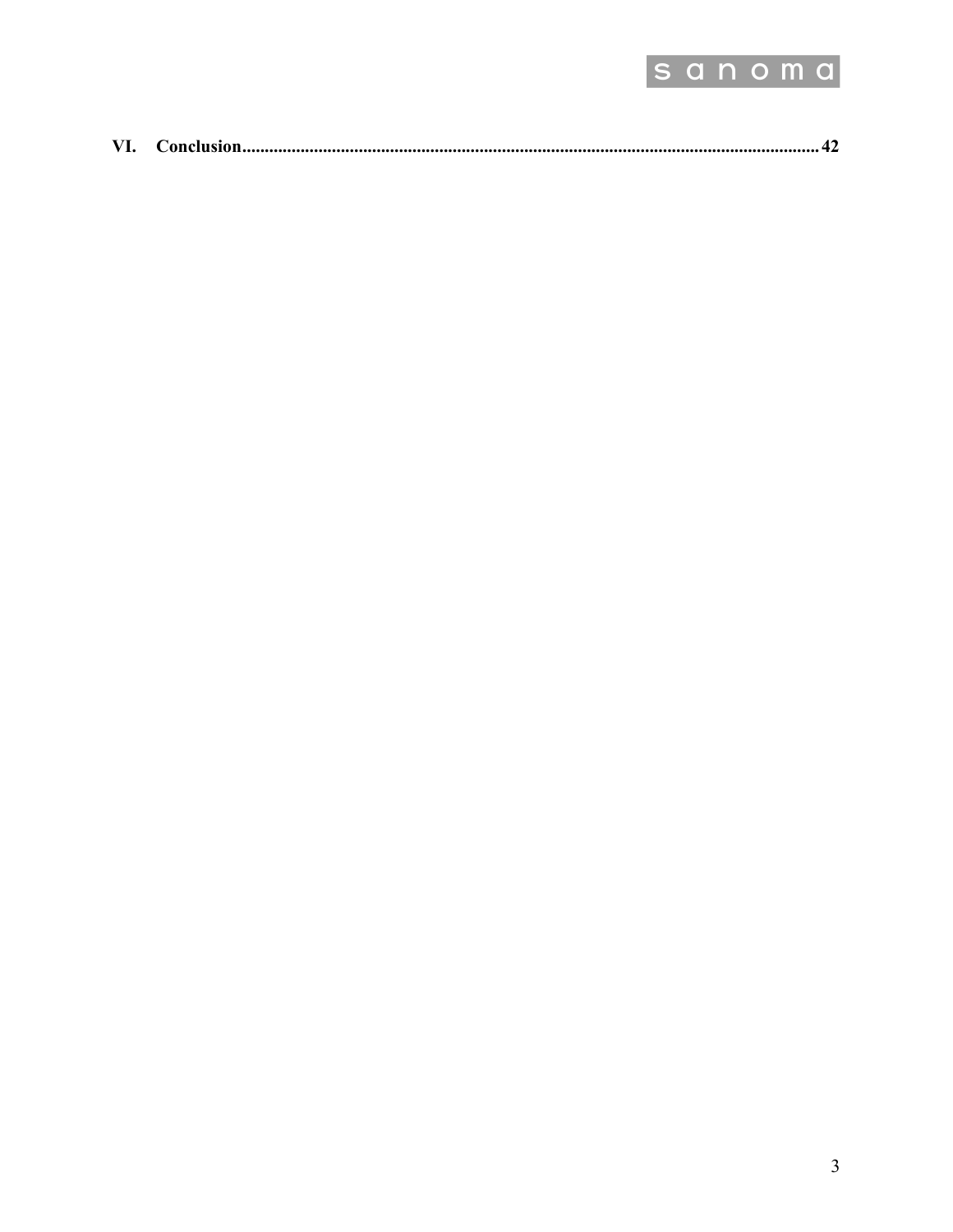**VI. Conclusion.......................................................................................................................... 42**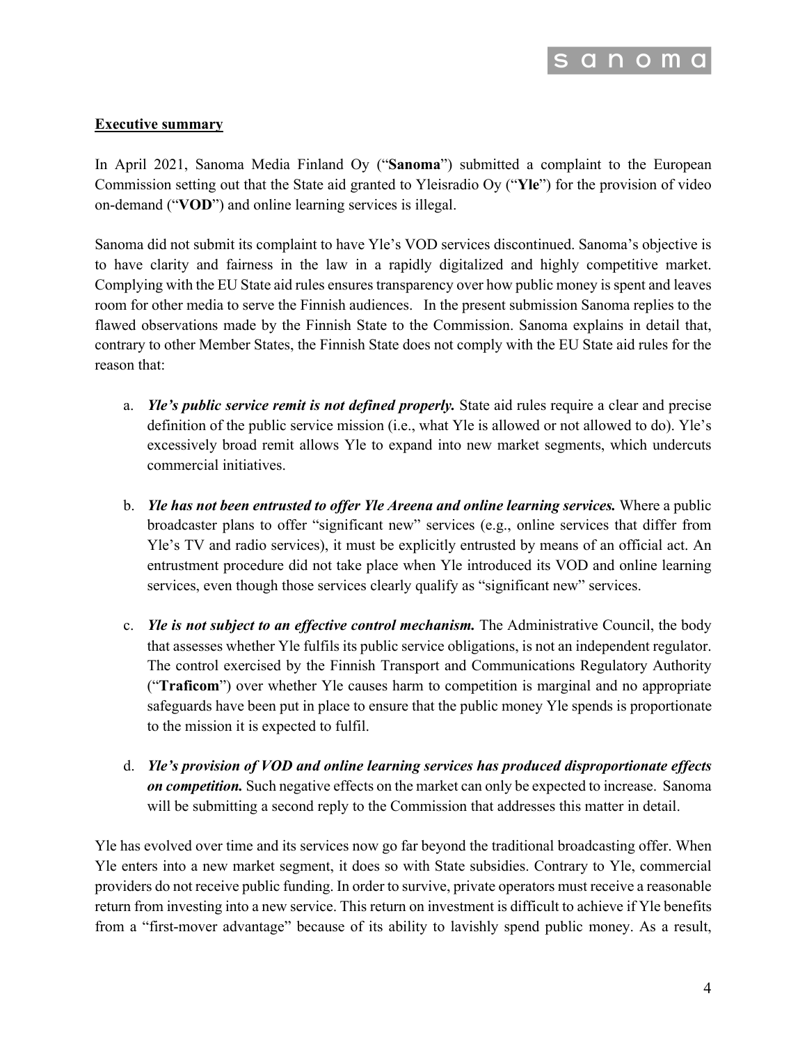**Executive summary**

In April 2021, Sanoma Media Finland Oy ("**Sanoma**") submitted a complaint to the European Commission setting out that the State aid granted to Yleisradio Oy ("**Yle**") for the provision of video on-demand ("**VOD**") and online learning services is illegal.

Sanoma did not submit its complaint to have Yle's VOD services discontinued. Sanoma's objective is to have clarity and fairness in the law in a rapidly digitalized and highly competitive market. Complying with the EU State aid rules ensures transparency over how public money is spent and leaves room for other media to serve the Finnish audiences. In the present submission Sanoma replies to the flawed observations made by the Finnish State to the Commission. Sanoma explains in detail that, contrary to other Member States, the Finnish State does not comply with the EU State aid rules for the reason that:

a. ***Yle's public service remit is not defined properly.*** State aid rules require a clear and precise definition of the public service mission (i.e., what Yle is allowed or not allowed to do). Yle's excessively broad remit allows Yle to expand into new market segments, which undercuts commercial initiatives.

b. ***Yle has not been entrusted to offer Yle Areena and online learning services.*** Where a public broadcaster plans to offer "significant new" services (e.g., online services that differ from Yle's TV and radio services), it must be explicitly entrusted by means of an official act. An entrustment procedure did not take place when Yle introduced its VOD and online learning services, even though those services clearly qualify as "significant new" services.

c. ***Yle is not subject to an effective control mechanism.*** The Administrative Council, the body that assesses whether Yle fulfils its public service obligations, is not an independent regulator. The control exercised by the Finnish Transport and Communications Regulatory Authority ("**Traficom**") over whether Yle causes harm to competition is marginal and no appropriate safeguards have been put in place to ensure that the public money Yle spends is proportionate to the mission it is expected to fulfil.

d. ***Yle's provision of VOD and online learning services has produced disproportionate effects on competition.*** Such negative effects on the market can only be expected to increase. Sanoma will be submitting a second reply to the Commission that addresses this matter in detail.

Yle has evolved over time and its services now go far beyond the traditional broadcasting offer. When Yle enters into a new market segment, it does so with State subsidies. Contrary to Yle, commercial providers do not receive public funding. In order to survive, private operators must receive a reasonable return from investing into a new service. This return on investment is difficult to achieve if Yle benefits from a "first-mover advantage" because of its ability to lavishly spend public money. As a result,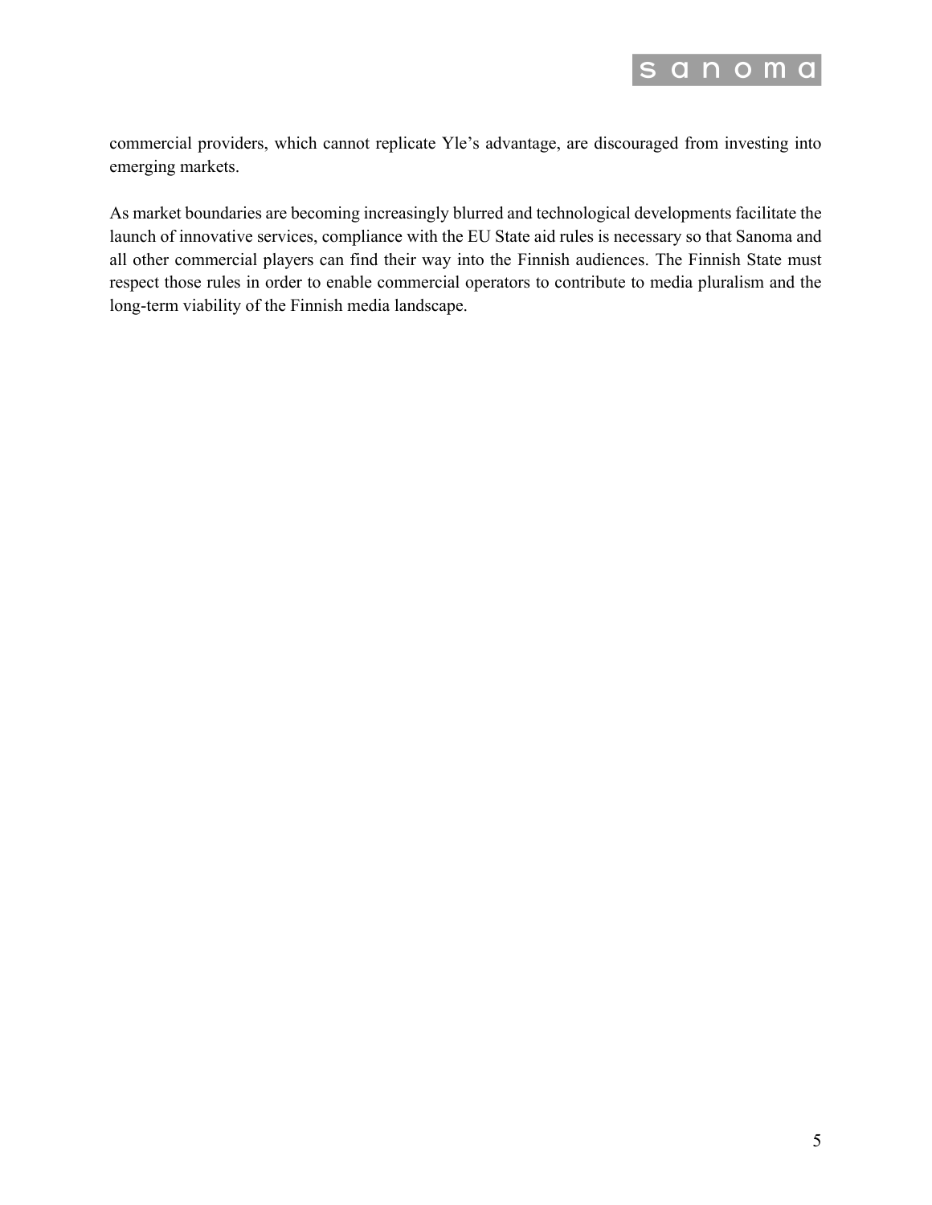commercial providers, which cannot replicate Yle's advantage, are discouraged from investing into emerging markets.

As market boundaries are becoming increasingly blurred and technological developments facilitate the launch of innovative services, compliance with the EU State aid rules is necessary so that Sanoma and all other commercial players can find their way into the Finnish audiences. The Finnish State must respect those rules in order to enable commercial operators to contribute to media pluralism and the long-term viability of the Finnish media landscape.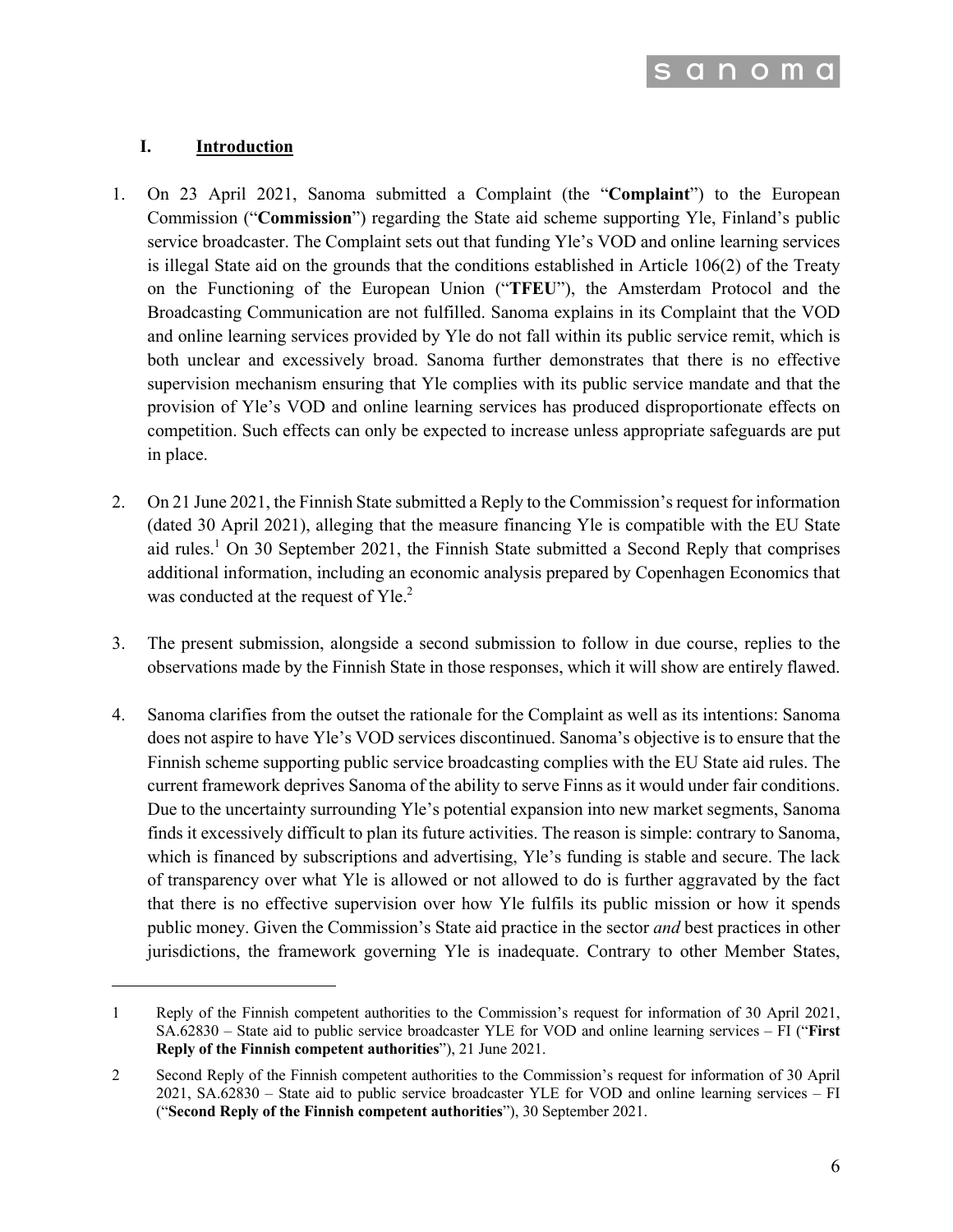## I. Introduction

1. On 23 April 2021, Sanoma submitted a Complaint (the "**Complaint**") to the European Commission ("**Commission**") regarding the State aid scheme supporting Yle, Finland's public service broadcaster. The Complaint sets out that funding Yle's VOD and online learning services is illegal State aid on the grounds that the conditions established in Article 106(2) of the Treaty on the Functioning of the European Union ("**TFEU**"), the Amsterdam Protocol and the Broadcasting Communication are not fulfilled. Sanoma explains in its Complaint that the VOD and online learning services provided by Yle do not fall within its public service remit, which is both unclear and excessively broad. Sanoma further demonstrates that there is no effective supervision mechanism ensuring that Yle complies with its public service mandate and that the provision of Yle's VOD and online learning services has produced disproportionate effects on competition. Such effects can only be expected to increase unless appropriate safeguards are put in place.

2. On 21 June 2021, the Finnish State submitted a Reply to the Commission's request for information (dated 30 April 2021), alleging that the measure financing Yle is compatible with the EU State aid rules.[1] On 30 September 2021, the Finnish State submitted a Second Reply that comprises additional information, including an economic analysis prepared by Copenhagen Economics that was conducted at the request of Yle.[2]

3. The present submission, alongside a second submission to follow in due course, replies to the observations made by the Finnish State in those responses, which it will show are entirely flawed.

4. Sanoma clarifies from the outset the rationale for the Complaint as well as its intentions: Sanoma does not aspire to have Yle's VOD services discontinued. Sanoma's objective is to ensure that the Finnish scheme supporting public service broadcasting complies with the EU State aid rules. The current framework deprives Sanoma of the ability to serve Finns as it would under fair conditions. Due to the uncertainty surrounding Yle's potential expansion into new market segments, Sanoma finds it excessively difficult to plan its future activities. The reason is simple: contrary to Sanoma, which is financed by subscriptions and advertising, Yle's funding is stable and secure. The lack of transparency over what Yle is allowed or not allowed to do is further aggravated by the fact that there is no effective supervision over how Yle fulfils its public mission or how it spends public money. Given the Commission's State aid practice in the sector *and* best practices in other jurisdictions, the framework governing Yle is inadequate. Contrary to other Member States,

---

1 Reply of the Finnish competent authorities to the Commission's request for information of 30 April 2021, SA.62830 – State aid to public service broadcaster YLE for VOD and online learning services – FI ("**First Reply of the Finnish competent authorities**"), 21 June 2021.

2 Second Reply of the Finnish competent authorities to the Commission's request for information of 30 April 2021, SA.62830 – State aid to public service broadcaster YLE for VOD and online learning services – FI ("**Second Reply of the Finnish competent authorities**"), 30 September 2021.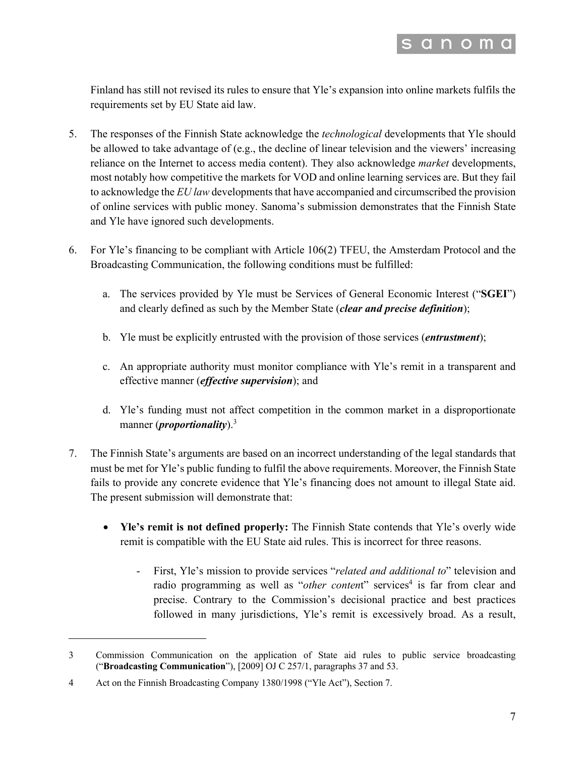Finland has still not revised its rules to ensure that Yle's expansion into online markets fulfils the requirements set by EU State aid law.

5. The responses of the Finnish State acknowledge the *technological* developments that Yle should be allowed to take advantage of (e.g., the decline of linear television and the viewers' increasing reliance on the Internet to access media content). They also acknowledge *market* developments, most notably how competitive the markets for VOD and online learning services are. But they fail to acknowledge the *EU law* developments that have accompanied and circumscribed the provision of online services with public money. Sanoma's submission demonstrates that the Finnish State and Yle have ignored such developments.

6. For Yle's financing to be compliant with Article 106(2) TFEU, the Amsterdam Protocol and the Broadcasting Communication, the following conditions must be fulfilled:

   a. The services provided by Yle must be Services of General Economic Interest ("**SGEI**") and clearly defined as such by the Member State (***clear and precise definition***);

   b. Yle must be explicitly entrusted with the provision of those services (***entrustment***);

   c. An appropriate authority must monitor compliance with Yle's remit in a transparent and effective manner (***effective supervision***); and

   d. Yle's funding must not affect competition in the common market in a disproportionate manner (***proportionality***).[3]

7. The Finnish State's arguments are based on an incorrect understanding of the legal standards that must be met for Yle's public funding to fulfil the above requirements. Moreover, the Finnish State fails to provide any concrete evidence that Yle's financing does not amount to illegal State aid. The present submission will demonstrate that:

   - **Yle's remit is not defined properly:** The Finnish State contends that Yle's overly wide remit is compatible with the EU State aid rules. This is incorrect for three reasons.

     - First, Yle's mission to provide services "*related and additional to*" television and radio programming as well as "*other content*" services[4] is far from clear and precise. Contrary to the Commission's decisional practice and best practices followed in many jurisdictions, Yle's remit is excessively broad. As a result,

---

3 Commission Communication on the application of State aid rules to public service broadcasting ("**Broadcasting Communication**"), [2009] OJ C 257/1, paragraphs 37 and 53.

4 Act on the Finnish Broadcasting Company 1380/1998 ("Yle Act"), Section 7.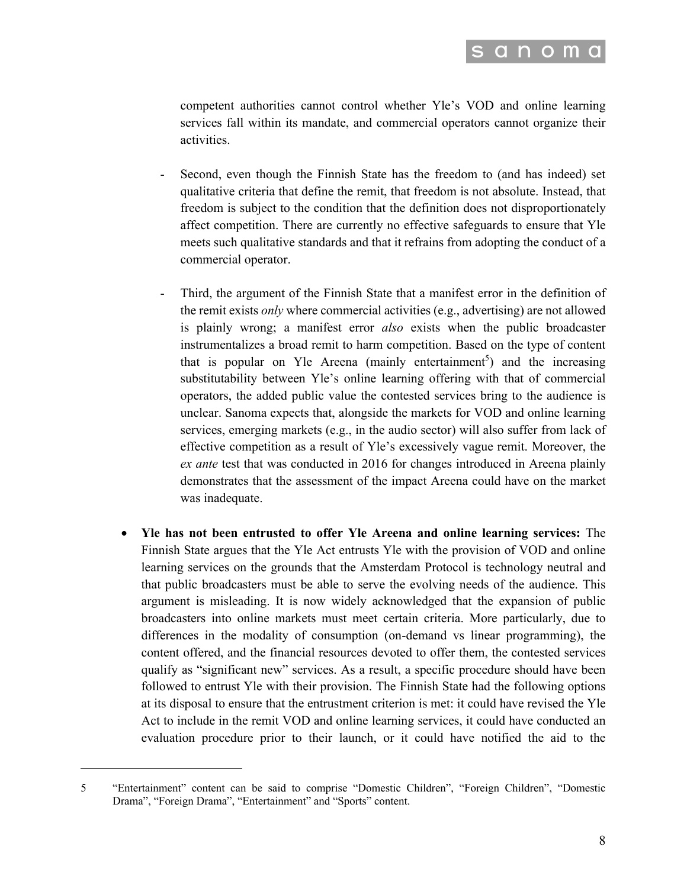competent authorities cannot control whether Yle's VOD and online learning services fall within its mandate, and commercial operators cannot organize their activities.

- Second, even though the Finnish State has the freedom to (and has indeed) set qualitative criteria that define the remit, that freedom is not absolute. Instead, that freedom is subject to the condition that the definition does not disproportionately affect competition. There are currently no effective safeguards to ensure that Yle meets such qualitative standards and that it refrains from adopting the conduct of a commercial operator.

- Third, the argument of the Finnish State that a manifest error in the definition of the remit exists *only* where commercial activities (e.g., advertising) are not allowed is plainly wrong; a manifest error *also* exists when the public broadcaster instrumentalizes a broad remit to harm competition. Based on the type of content that is popular on Yle Areena (mainly entertainment[5]) and the increasing substitutability between Yle's online learning offering with that of commercial operators, the added public value the contested services bring to the audience is unclear. Sanoma expects that, alongside the markets for VOD and online learning services, emerging markets (e.g., in the audio sector) will also suffer from lack of effective competition as a result of Yle's excessively vague remit. Moreover, the *ex ante* test that was conducted in 2016 for changes introduced in Areena plainly demonstrates that the assessment of the impact Areena could have on the market was inadequate.

- **Yle has not been entrusted to offer Yle Areena and online learning services:** The Finnish State argues that the Yle Act entrusts Yle with the provision of VOD and online learning services on the grounds that the Amsterdam Protocol is technology neutral and that public broadcasters must be able to serve the evolving needs of the audience. This argument is misleading. It is now widely acknowledged that the expansion of public broadcasters into online markets must meet certain criteria. More particularly, due to differences in the modality of consumption (on-demand vs linear programming), the content offered, and the financial resources devoted to offer them, the contested services qualify as "significant new" services. As a result, a specific procedure should have been followed to entrust Yle with their provision. The Finnish State had the following options at its disposal to ensure that the entrustment criterion is met: it could have revised the Yle Act to include in the remit VOD and online learning services, it could have conducted an evaluation procedure prior to their launch, or it could have notified the aid to the

---

5 "Entertainment" content can be said to comprise "Domestic Children", "Foreign Children", "Domestic Drama", "Foreign Drama", "Entertainment" and "Sports" content.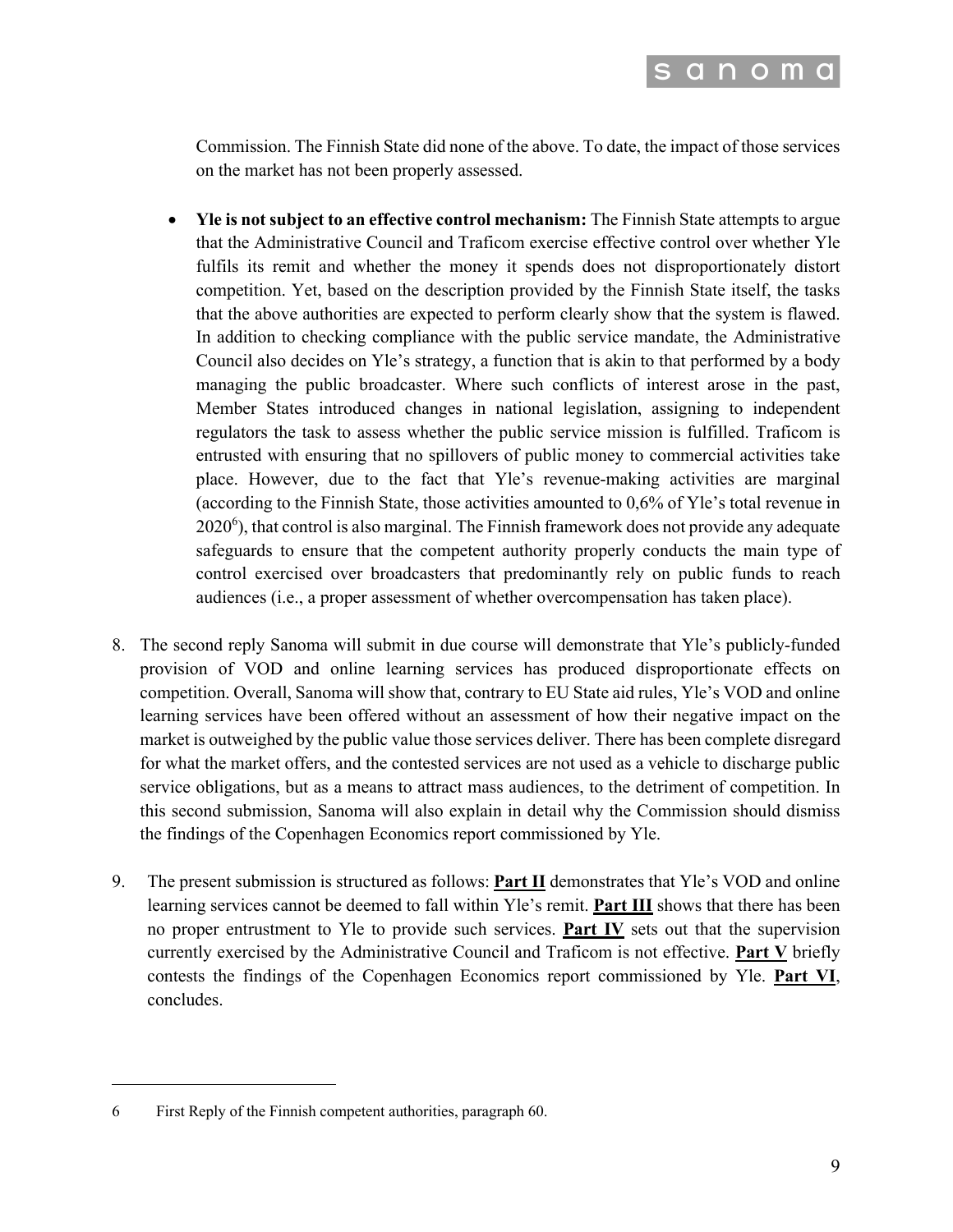Commission. The Finnish State did none of the above. To date, the impact of those services on the market has not been properly assessed.

- **Yle is not subject to an effective control mechanism:** The Finnish State attempts to argue that the Administrative Council and Traficom exercise effective control over whether Yle fulfils its remit and whether the money it spends does not disproportionately distort competition. Yet, based on the description provided by the Finnish State itself, the tasks that the above authorities are expected to perform clearly show that the system is flawed. In addition to checking compliance with the public service mandate, the Administrative Council also decides on Yle's strategy, a function that is akin to that performed by a body managing the public broadcaster. Where such conflicts of interest arose in the past, Member States introduced changes in national legislation, assigning to independent regulators the task to assess whether the public service mission is fulfilled. Traficom is entrusted with ensuring that no spillovers of public money to commercial activities take place. However, due to the fact that Yle's revenue-making activities are marginal (according to the Finnish State, those activities amounted to 0,6% of Yle's total revenue in 2020[6]), that control is also marginal. The Finnish framework does not provide any adequate safeguards to ensure that the competent authority properly conducts the main type of control exercised over broadcasters that predominantly rely on public funds to reach audiences (i.e., a proper assessment of whether overcompensation has taken place).

8. The second reply Sanoma will submit in due course will demonstrate that Yle's publicly-funded provision of VOD and online learning services has produced disproportionate effects on competition. Overall, Sanoma will show that, contrary to EU State aid rules, Yle's VOD and online learning services have been offered without an assessment of how their negative impact on the market is outweighed by the public value those services deliver. There has been complete disregard for what the market offers, and the contested services are not used as a vehicle to discharge public service obligations, but as a means to attract mass audiences, to the detriment of competition. In this second submission, Sanoma will also explain in detail why the Commission should dismiss the findings of the Copenhagen Economics report commissioned by Yle.

9. The present submission is structured as follows: **Part II** demonstrates that Yle's VOD and online learning services cannot be deemed to fall within Yle's remit. **Part III** shows that there has been no proper entrustment to Yle to provide such services. **Part IV** sets out that the supervision currently exercised by the Administrative Council and Traficom is not effective. **Part V** briefly contests the findings of the Copenhagen Economics report commissioned by Yle. **Part VI**, concludes.

---

6 First Reply of the Finnish competent authorities, paragraph 60.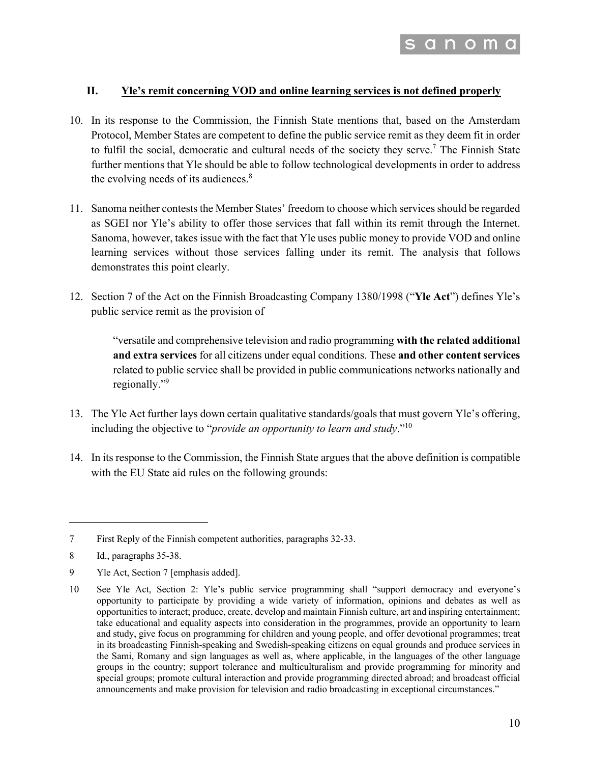## II. Yle's remit concerning VOD and online learning services is not defined properly

10. In its response to the Commission, the Finnish State mentions that, based on the Amsterdam Protocol, Member States are competent to define the public service remit as they deem fit in order to fulfil the social, democratic and cultural needs of the society they serve.[7] The Finnish State further mentions that Yle should be able to follow technological developments in order to address the evolving needs of its audiences.[8]

11. Sanoma neither contests the Member States' freedom to choose which services should be regarded as SGEI nor Yle's ability to offer those services that fall within its remit through the Internet. Sanoma, however, takes issue with the fact that Yle uses public money to provide VOD and online learning services without those services falling under its remit. The analysis that follows demonstrates this point clearly.

12. Section 7 of the Act on the Finnish Broadcasting Company 1380/1998 ("**Yle Act**") defines Yle's public service remit as the provision of

    > "versatile and comprehensive television and radio programming **with the related additional and extra services** for all citizens under equal conditions. These **and other content services** related to public service shall be provided in public communications networks nationally and regionally."[9]

13. The Yle Act further lays down certain qualitative standards/goals that must govern Yle's offering, including the objective to "*provide an opportunity to learn and study*."[10]

14. In its response to the Commission, the Finnish State argues that the above definition is compatible with the EU State aid rules on the following grounds:

---

7 First Reply of the Finnish competent authorities, paragraphs 32-33.

8 Id., paragraphs 35-38.

9 Yle Act, Section 7 [emphasis added].

10 See Yle Act, Section 2: Yle's public service programming shall "support democracy and everyone's opportunity to participate by providing a wide variety of information, opinions and debates as well as opportunities to interact; produce, create, develop and maintain Finnish culture, art and inspiring entertainment; take educational and equality aspects into consideration in the programmes, provide an opportunity to learn and study, give focus on programming for children and young people, and offer devotional programmes; treat in its broadcasting Finnish-speaking and Swedish-speaking citizens on equal grounds and produce services in the Sami, Romany and sign languages as well as, where applicable, in the languages of the other language groups in the country; support tolerance and multiculturalism and provide programming for minority and special groups; promote cultural interaction and provide programming directed abroad; and broadcast official announcements and make provision for television and radio broadcasting in exceptional circumstances."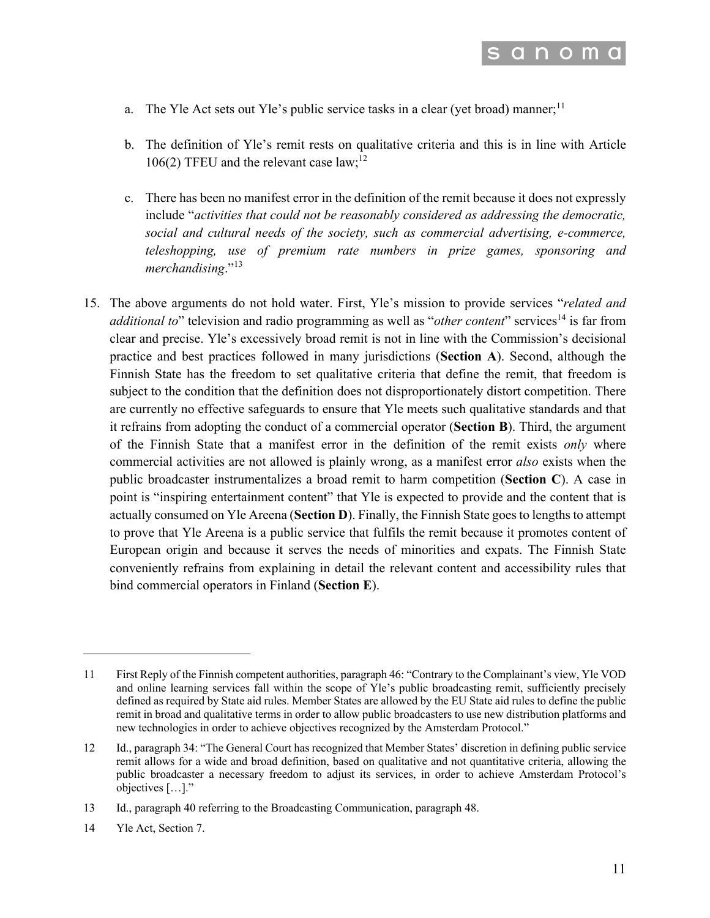a. The Yle Act sets out Yle's public service tasks in a clear (yet broad) manner;[11]

b. The definition of Yle's remit rests on qualitative criteria and this is in line with Article 106(2) TFEU and the relevant case law;[12]

c. There has been no manifest error in the definition of the remit because it does not expressly include "*activities that could not be reasonably considered as addressing the democratic, social and cultural needs of the society, such as commercial advertising, e-commerce, teleshopping, use of premium rate numbers in prize games, sponsoring and merchandising*."[13]

15. The above arguments do not hold water. First, Yle's mission to provide services "*related and additional to*" television and radio programming as well as "*other content*" services[14] is far from clear and precise. Yle's excessively broad remit is not in line with the Commission's decisional practice and best practices followed in many jurisdictions (**Section A**). Second, although the Finnish State has the freedom to set qualitative criteria that define the remit, that freedom is subject to the condition that the definition does not disproportionately distort competition. There are currently no effective safeguards to ensure that Yle meets such qualitative standards and that it refrains from adopting the conduct of a commercial operator (**Section B**). Third, the argument of the Finnish State that a manifest error in the definition of the remit exists *only* where commercial activities are not allowed is plainly wrong, as a manifest error *also* exists when the public broadcaster instrumentalizes a broad remit to harm competition (**Section C**). A case in point is "inspiring entertainment content" that Yle is expected to provide and the content that is actually consumed on Yle Areena (**Section D**). Finally, the Finnish State goes to lengths to attempt to prove that Yle Areena is a public service that fulfils the remit because it promotes content of European origin and because it serves the needs of minorities and expats. The Finnish State conveniently refrains from explaining in detail the relevant content and accessibility rules that bind commercial operators in Finland (**Section E**).

---

11 First Reply of the Finnish competent authorities, paragraph 46: "Contrary to the Complainant's view, Yle VOD and online learning services fall within the scope of Yle's public broadcasting remit, sufficiently precisely defined as required by State aid rules. Member States are allowed by the EU State aid rules to define the public remit in broad and qualitative terms in order to allow public broadcasters to use new distribution platforms and new technologies in order to achieve objectives recognized by the Amsterdam Protocol."

12 Id., paragraph 34: "The General Court has recognized that Member States' discretion in defining public service remit allows for a wide and broad definition, based on qualitative and not quantitative criteria, allowing the public broadcaster a necessary freedom to adjust its services, in order to achieve Amsterdam Protocol's objectives […]."

13 Id., paragraph 40 referring to the Broadcasting Communication, paragraph 48.

14 Yle Act, Section 7.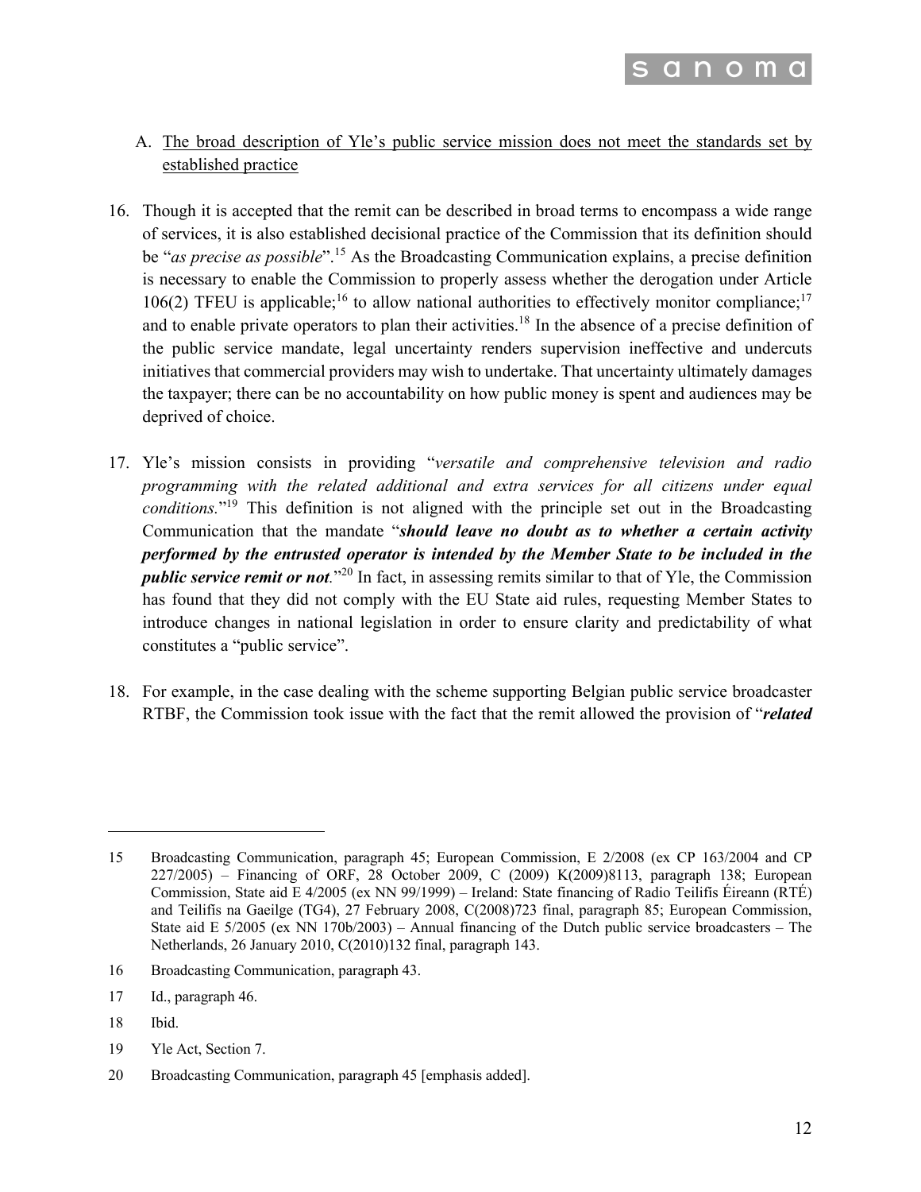A. <u>The broad description of Yle's public service mission does not meet the standards set by established practice</u>

16. Though it is accepted that the remit can be described in broad terms to encompass a wide range of services, it is also established decisional practice of the Commission that its definition should be "*as precise as possible*".[15] As the Broadcasting Communication explains, a precise definition is necessary to enable the Commission to properly assess whether the derogation under Article 106(2) TFEU is applicable;[16] to allow national authorities to effectively monitor compliance;[17] and to enable private operators to plan their activities.[18] In the absence of a precise definition of the public service mandate, legal uncertainty renders supervision ineffective and undercuts initiatives that commercial providers may wish to undertake. That uncertainty ultimately damages the taxpayer; there can be no accountability on how public money is spent and audiences may be deprived of choice.

17. Yle's mission consists in providing "*versatile and comprehensive television and radio programming with the related additional and extra services for all citizens under equal conditions.*"[19] This definition is not aligned with the principle set out in the Broadcasting Communication that the mandate "***should leave no doubt as to whether a certain activity performed by the entrusted operator is intended by the Member State to be included in the public service remit or not***."[20] In fact, in assessing remits similar to that of Yle, the Commission has found that they did not comply with the EU State aid rules, requesting Member States to introduce changes in national legislation in order to ensure clarity and predictability of what constitutes a "public service".

18. For example, in the case dealing with the scheme supporting Belgian public service broadcaster RTBF, the Commission took issue with the fact that the remit allowed the provision of "***related***

---

15 Broadcasting Communication, paragraph 45; European Commission, E 2/2008 (ex CP 163/2004 and CP 227/2005) – Financing of ORF, 28 October 2009, C (2009) K(2009)8113, paragraph 138; European Commission, State aid E 4/2005 (ex NN 99/1999) – Ireland: State financing of Radio Teilifís Éireann (RTÉ) and Teilifís na Gaeilge (TG4), 27 February 2008, C(2008)723 final, paragraph 85; European Commission, State aid E 5/2005 (ex NN 170b/2003) – Annual financing of the Dutch public service broadcasters – The Netherlands, 26 January 2010, C(2010)132 final, paragraph 143.

16 Broadcasting Communication, paragraph 43.

17 Id., paragraph 46.

18 Ibid.

19 Yle Act, Section 7.

20 Broadcasting Communication, paragraph 45 [emphasis added].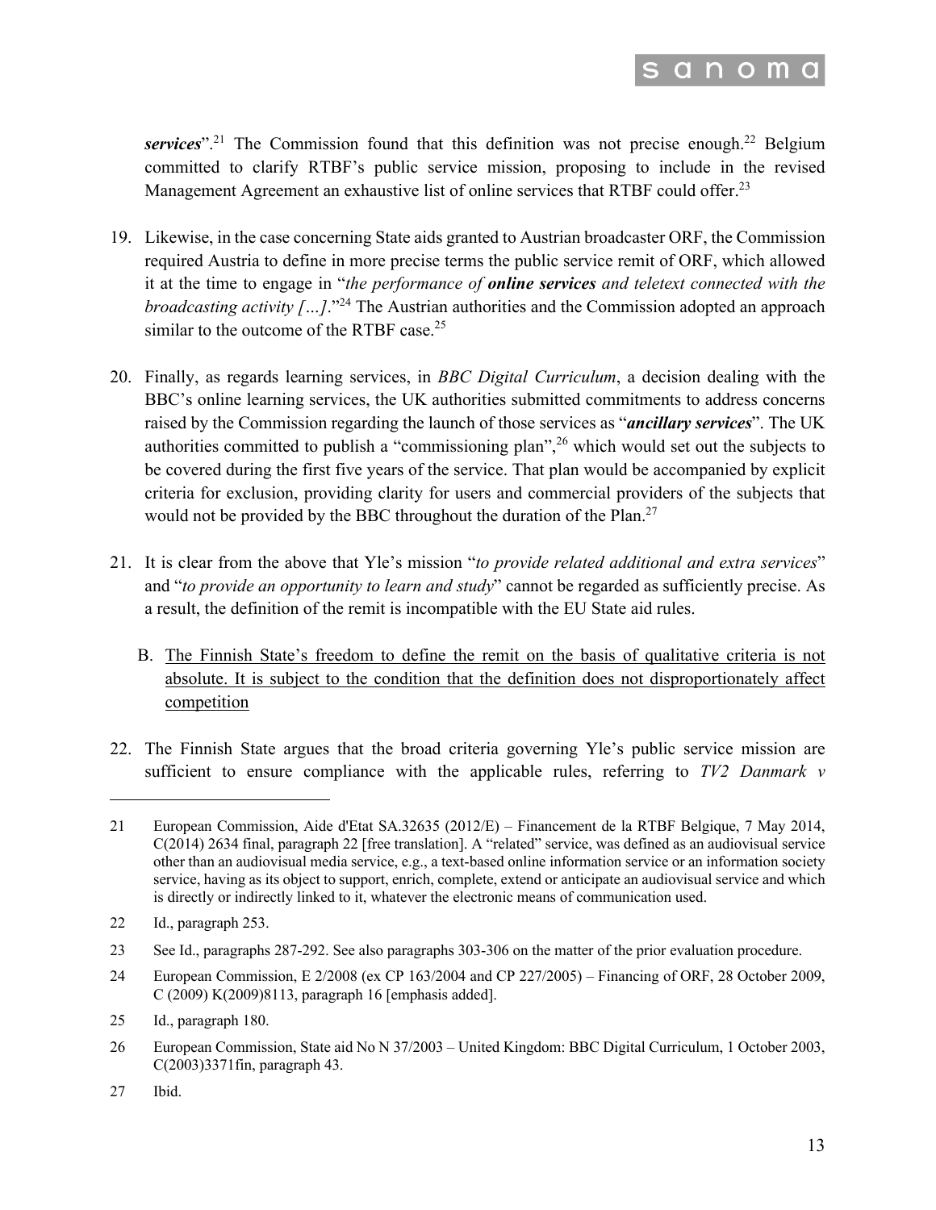***services***".[21] The Commission found that this definition was not precise enough.[22] Belgium committed to clarify RTBF's public service mission, proposing to include in the revised Management Agreement an exhaustive list of online services that RTBF could offer.[23]

19. Likewise, in the case concerning State aids granted to Austrian broadcaster ORF, the Commission required Austria to define in more precise terms the public service remit of ORF, which allowed it at the time to engage in "*the performance of* ***online services*** *and teletext connected with the broadcasting activity […]*."[24] The Austrian authorities and the Commission adopted an approach similar to the outcome of the RTBF case.[25]

20. Finally, as regards learning services, in *BBC Digital Curriculum*, a decision dealing with the BBC's online learning services, the UK authorities submitted commitments to address concerns raised by the Commission regarding the launch of those services as "***ancillary services***". The UK authorities committed to publish a "commissioning plan",[26] which would set out the subjects to be covered during the first five years of the service. That plan would be accompanied by explicit criteria for exclusion, providing clarity for users and commercial providers of the subjects that would not be provided by the BBC throughout the duration of the Plan.[27]

21. It is clear from the above that Yle's mission "*to provide related additional and extra services*" and "*to provide an opportunity to learn and study*" cannot be regarded as sufficiently precise. As a result, the definition of the remit is incompatible with the EU State aid rules.

   B. <u>The Finnish State's freedom to define the remit on the basis of qualitative criteria is not absolute. It is subject to the condition that the definition does not disproportionately affect competition</u>

22. The Finnish State argues that the broad criteria governing Yle's public service mission are sufficient to ensure compliance with the applicable rules, referring to *TV2 Danmark v*

---

21 European Commission, Aide d'Etat SA.32635 (2012/E) – Financement de la RTBF Belgique, 7 May 2014, C(2014) 2634 final, paragraph 22 [free translation]. A "related" service, was defined as an audiovisual service other than an audiovisual media service, e.g., a text-based online information service or an information society service, having as its object to support, enrich, complete, extend or anticipate an audiovisual service and which is directly or indirectly linked to it, whatever the electronic means of communication used.

22 Id., paragraph 253.

23 See Id., paragraphs 287-292. See also paragraphs 303-306 on the matter of the prior evaluation procedure.

24 European Commission, E 2/2008 (ex CP 163/2004 and CP 227/2005) – Financing of ORF, 28 October 2009, C (2009) K(2009)8113, paragraph 16 [emphasis added].

25 Id., paragraph 180.

26 European Commission, State aid No N 37/2003 – United Kingdom: BBC Digital Curriculum, 1 October 2003, C(2003)3371fin, paragraph 43.

27 Ibid.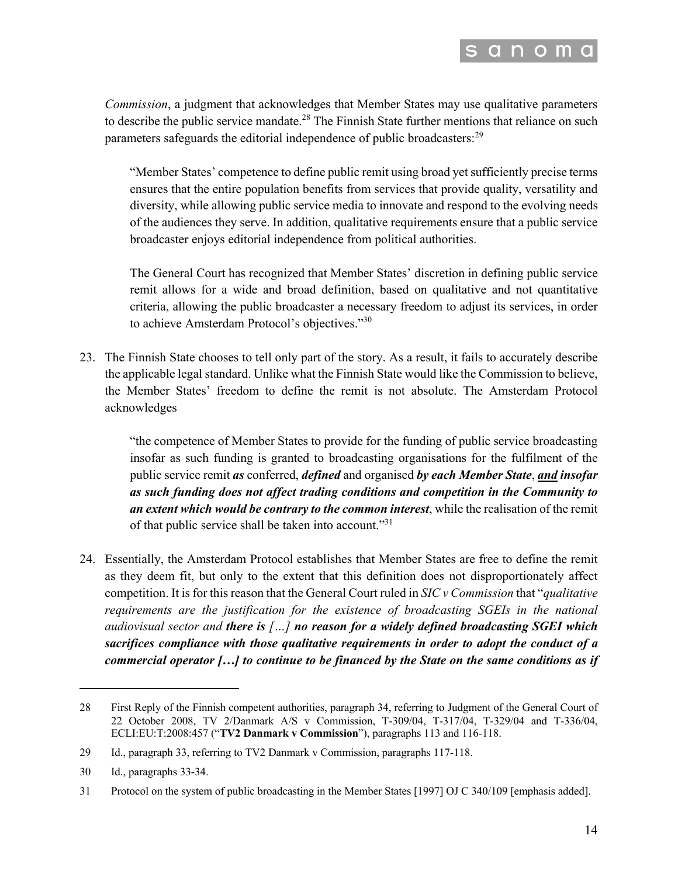*Commission*, a judgment that acknowledges that Member States may use qualitative parameters to describe the public service mandate.[28] The Finnish State further mentions that reliance on such parameters safeguards the editorial independence of public broadcasters:[29]

> "Member States' competence to define public remit using broad yet sufficiently precise terms ensures that the entire population benefits from services that provide quality, versatility and diversity, while allowing public service media to innovate and respond to the evolving needs of the audiences they serve. In addition, qualitative requirements ensure that a public service broadcaster enjoys editorial independence from political authorities.
>
> The General Court has recognized that Member States' discretion in defining public service remit allows for a wide and broad definition, based on qualitative and not quantitative criteria, allowing the public broadcaster a necessary freedom to adjust its services, in order to achieve Amsterdam Protocol's objectives."[30]

23. The Finnish State chooses to tell only part of the story. As a result, it fails to accurately describe the applicable legal standard. Unlike what the Finnish State would like the Commission to believe, the Member States' freedom to define the remit is not absolute. The Amsterdam Protocol acknowledges

> "the competence of Member States to provide for the funding of public service broadcasting insofar as such funding is granted to broadcasting organisations for the fulfilment of the public service remit ***as*** conferred, ***defined*** and organised ***by each Member State***, ***<u>and</u> insofar as such funding does not affect trading conditions and competition in the Community to an extent which would be contrary to the common interest***, while the realisation of the remit of that public service shall be taken into account."[31]

24. Essentially, the Amsterdam Protocol establishes that Member States are free to define the remit as they deem fit, but only to the extent that this definition does not disproportionately affect competition. It is for this reason that the General Court ruled in *SIC v Commission* that "*qualitative requirements are the justification for the existence of broadcasting SGEIs in the national audiovisual sector and **there is […] no reason for a widely defined broadcasting SGEI which sacrifices compliance with those qualitative requirements in order to adopt the conduct of a commercial operator […] to continue to be financed by the State on the same conditions as if***

---

28 First Reply of the Finnish competent authorities, paragraph 34, referring to Judgment of the General Court of 22 October 2008, TV 2/Danmark A/S v Commission, T-309/04, T-317/04, T-329/04 and T-336/04, ECLI:EU:T:2008:457 ("**TV2 Danmark v Commission**"), paragraphs 113 and 116-118.

29 Id., paragraph 33, referring to TV2 Danmark v Commission, paragraphs 117-118.

30 Id., paragraphs 33-34.

31 Protocol on the system of public broadcasting in the Member States [1997] OJ C 340/109 [emphasis added].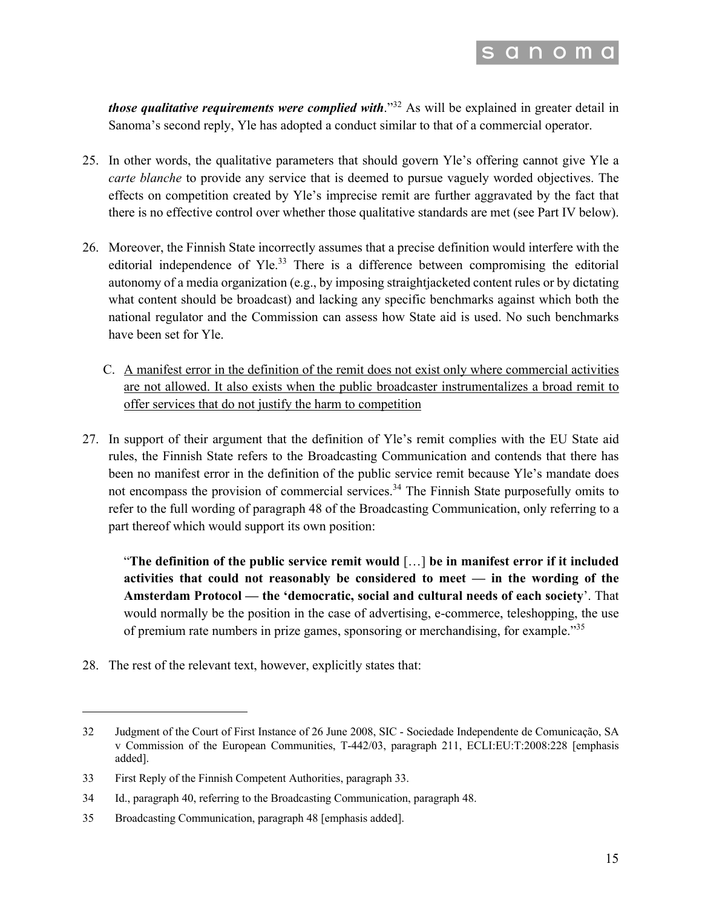***those qualitative requirements were complied with***."[32] As will be explained in greater detail in Sanoma's second reply, Yle has adopted a conduct similar to that of a commercial operator.

25. In other words, the qualitative parameters that should govern Yle's offering cannot give Yle a *carte blanche* to provide any service that is deemed to pursue vaguely worded objectives. The effects on competition created by Yle's imprecise remit are further aggravated by the fact that there is no effective control over whether those qualitative standards are met (see Part IV below).

26. Moreover, the Finnish State incorrectly assumes that a precise definition would interfere with the editorial independence of Yle.[33] There is a difference between compromising the editorial autonomy of a media organization (e.g., by imposing straightjacketed content rules or by dictating what content should be broadcast) and lacking any specific benchmarks against which both the national regulator and the Commission can assess how State aid is used. No such benchmarks have been set for Yle.

C. <u>A manifest error in the definition of the remit does not exist only where commercial activities are not allowed. It also exists when the public broadcaster instrumentalizes a broad remit to offer services that do not justify the harm to competition</u>

27. In support of their argument that the definition of Yle's remit complies with the EU State aid rules, the Finnish State refers to the Broadcasting Communication and contends that there has been no manifest error in the definition of the public service remit because Yle's mandate does not encompass the provision of commercial services.[34] The Finnish State purposefully omits to refer to the full wording of paragraph 48 of the Broadcasting Communication, only referring to a part thereof which would support its own position:

> "**The definition of the public service remit would** […] **be in manifest error if it included activities that could not reasonably be considered to meet — in the wording of the Amsterdam Protocol — the 'democratic, social and cultural needs of each society**'. That would normally be the position in the case of advertising, e-commerce, teleshopping, the use of premium rate numbers in prize games, sponsoring or merchandising, for example."[35]

28. The rest of the relevant text, however, explicitly states that:

---

32 Judgment of the Court of First Instance of 26 June 2008, SIC - Sociedade Independente de Comunicação, SA v Commission of the European Communities, T-442/03, paragraph 211, ECLI:EU:T:2008:228 [emphasis added].

33 First Reply of the Finnish Competent Authorities, paragraph 33.

34 Id., paragraph 40, referring to the Broadcasting Communication, paragraph 48.

35 Broadcasting Communication, paragraph 48 [emphasis added].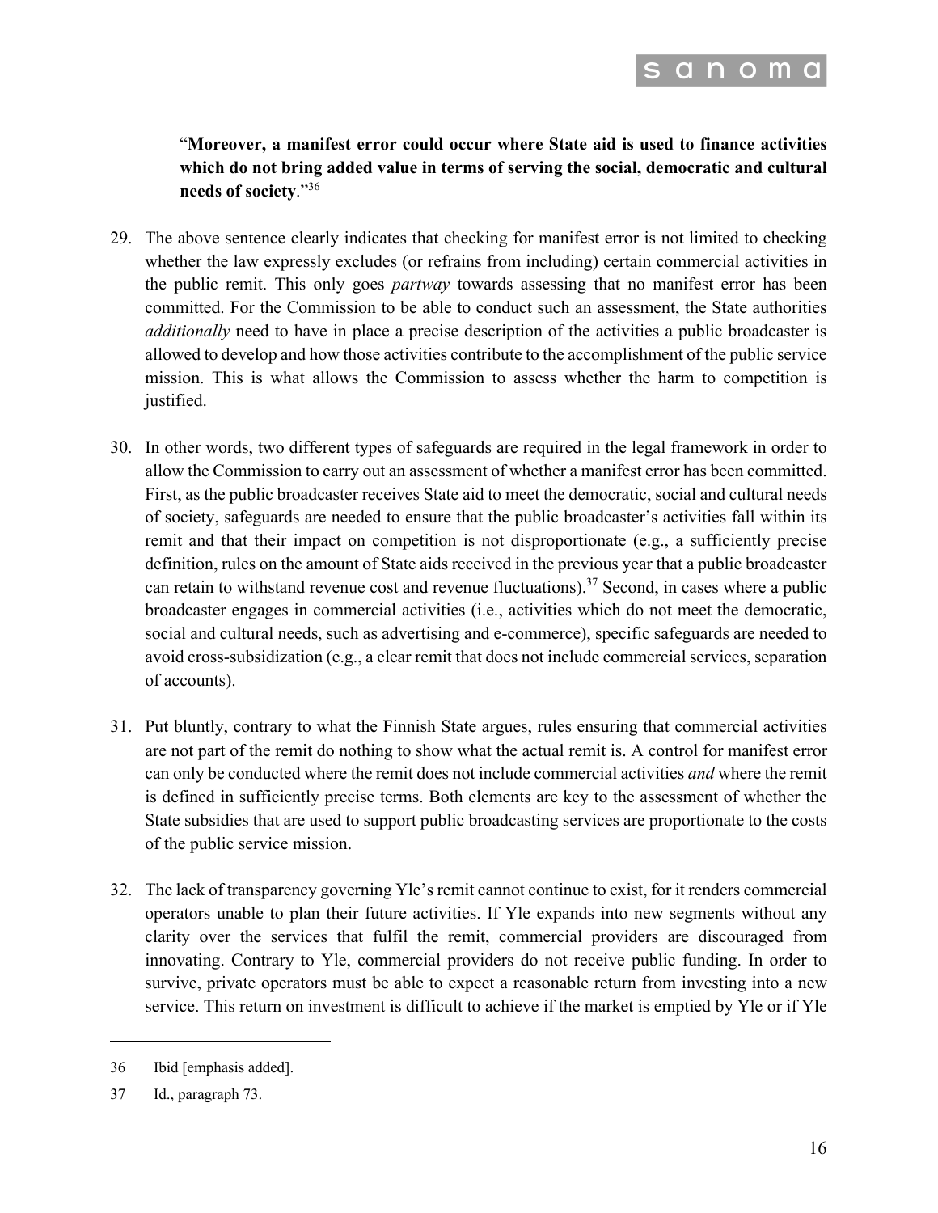"**Moreover, a manifest error could occur where State aid is used to finance activities which do not bring added value in terms of serving the social, democratic and cultural needs of society**."[36]

29. The above sentence clearly indicates that checking for manifest error is not limited to checking whether the law expressly excludes (or refrains from including) certain commercial activities in the public remit. This only goes *partway* towards assessing that no manifest error has been committed. For the Commission to be able to conduct such an assessment, the State authorities *additionally* need to have in place a precise description of the activities a public broadcaster is allowed to develop and how those activities contribute to the accomplishment of the public service mission. This is what allows the Commission to assess whether the harm to competition is justified.

30. In other words, two different types of safeguards are required in the legal framework in order to allow the Commission to carry out an assessment of whether a manifest error has been committed. First, as the public broadcaster receives State aid to meet the democratic, social and cultural needs of society, safeguards are needed to ensure that the public broadcaster's activities fall within its remit and that their impact on competition is not disproportionate (e.g., a sufficiently precise definition, rules on the amount of State aids received in the previous year that a public broadcaster can retain to withstand revenue cost and revenue fluctuations).[37] Second, in cases where a public broadcaster engages in commercial activities (i.e., activities which do not meet the democratic, social and cultural needs, such as advertising and e-commerce), specific safeguards are needed to avoid cross-subsidization (e.g., a clear remit that does not include commercial services, separation of accounts).

31. Put bluntly, contrary to what the Finnish State argues, rules ensuring that commercial activities are not part of the remit do nothing to show what the actual remit is. A control for manifest error can only be conducted where the remit does not include commercial activities *and* where the remit is defined in sufficiently precise terms. Both elements are key to the assessment of whether the State subsidies that are used to support public broadcasting services are proportionate to the costs of the public service mission.

32. The lack of transparency governing Yle's remit cannot continue to exist, for it renders commercial operators unable to plan their future activities. If Yle expands into new segments without any clarity over the services that fulfil the remit, commercial providers are discouraged from innovating. Contrary to Yle, commercial providers do not receive public funding. In order to survive, private operators must be able to expect a reasonable return from investing into a new service. This return on investment is difficult to achieve if the market is emptied by Yle or if Yle

---

36 Ibid [emphasis added].

37 Id., paragraph 73.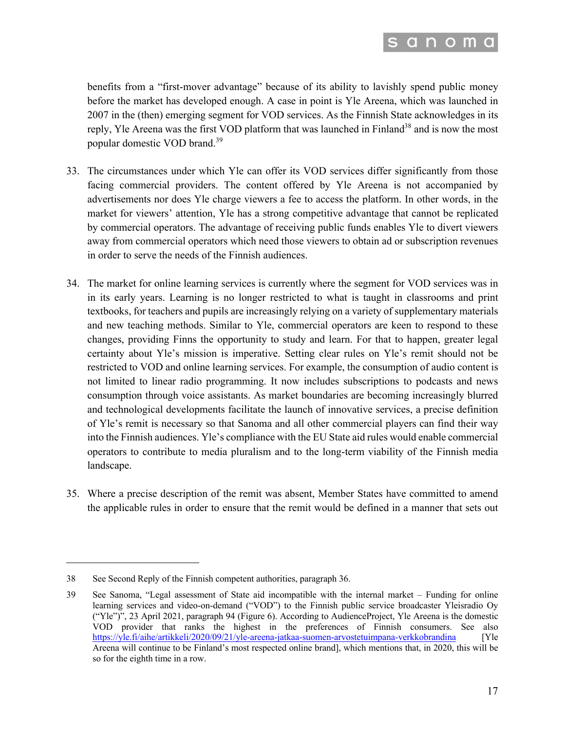benefits from a "first-mover advantage" because of its ability to lavishly spend public money before the market has developed enough. A case in point is Yle Areena, which was launched in 2007 in the (then) emerging segment for VOD services. As the Finnish State acknowledges in its reply, Yle Areena was the first VOD platform that was launched in Finland[38] and is now the most popular domestic VOD brand.[39]

33. The circumstances under which Yle can offer its VOD services differ significantly from those facing commercial providers. The content offered by Yle Areena is not accompanied by advertisements nor does Yle charge viewers a fee to access the platform. In other words, in the market for viewers' attention, Yle has a strong competitive advantage that cannot be replicated by commercial operators. The advantage of receiving public funds enables Yle to divert viewers away from commercial operators which need those viewers to obtain ad or subscription revenues in order to serve the needs of the Finnish audiences.

34. The market for online learning services is currently where the segment for VOD services was in in its early years. Learning is no longer restricted to what is taught in classrooms and print textbooks, for teachers and pupils are increasingly relying on a variety of supplementary materials and new teaching methods. Similar to Yle, commercial operators are keen to respond to these changes, providing Finns the opportunity to study and learn. For that to happen, greater legal certainty about Yle's mission is imperative. Setting clear rules on Yle's remit should not be restricted to VOD and online learning services. For example, the consumption of audio content is not limited to linear radio programming. It now includes subscriptions to podcasts and news consumption through voice assistants. As market boundaries are becoming increasingly blurred and technological developments facilitate the launch of innovative services, a precise definition of Yle's remit is necessary so that Sanoma and all other commercial players can find their way into the Finnish audiences. Yle's compliance with the EU State aid rules would enable commercial operators to contribute to media pluralism and to the long-term viability of the Finnish media landscape.

35. Where a precise description of the remit was absent, Member States have committed to amend the applicable rules in order to ensure that the remit would be defined in a manner that sets out

---

38 See Second Reply of the Finnish competent authorities, paragraph 36.

39 See Sanoma, "Legal assessment of State aid incompatible with the internal market – Funding for online learning services and video-on-demand ("VOD") to the Finnish public service broadcaster Yleisradio Oy ("Yle")", 23 April 2021, paragraph 94 (Figure 6). According to AudienceProject, Yle Areena is the domestic VOD provider that ranks the highest in the preferences of Finnish consumers. See also https://yle.fi/aihe/artikkeli/2020/09/21/yle-areena-jatkaa-suomen-arvostetuimpana-verkkobrandina [Yle Areena will continue to be Finland's most respected online brand], which mentions that, in 2020, this will be so for the eighth time in a row.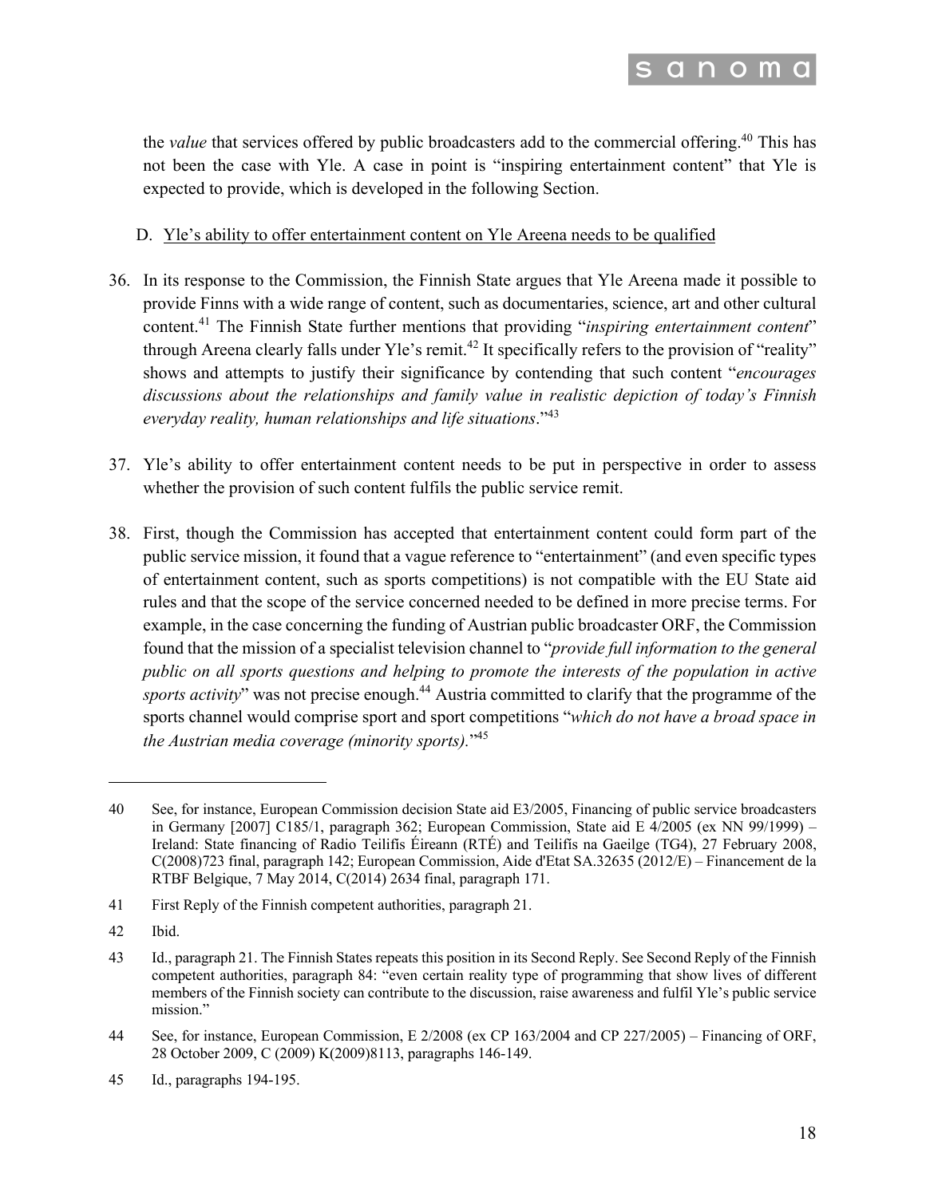the *value* that services offered by public broadcasters add to the commercial offering.[40] This has not been the case with Yle. A case in point is "inspiring entertainment content" that Yle is expected to provide, which is developed in the following Section.

D. Yle's ability to offer entertainment content on Yle Areena needs to be qualified

36. In its response to the Commission, the Finnish State argues that Yle Areena made it possible to provide Finns with a wide range of content, such as documentaries, science, art and other cultural content.[41] The Finnish State further mentions that providing "*inspiring entertainment content*" through Areena clearly falls under Yle's remit.[42] It specifically refers to the provision of "reality" shows and attempts to justify their significance by contending that such content "*encourages discussions about the relationships and family value in realistic depiction of today's Finnish everyday reality, human relationships and life situations*."[43]

37. Yle's ability to offer entertainment content needs to be put in perspective in order to assess whether the provision of such content fulfils the public service remit.

38. First, though the Commission has accepted that entertainment content could form part of the public service mission, it found that a vague reference to "entertainment" (and even specific types of entertainment content, such as sports competitions) is not compatible with the EU State aid rules and that the scope of the service concerned needed to be defined in more precise terms. For example, in the case concerning the funding of Austrian public broadcaster ORF, the Commission found that the mission of a specialist television channel to "*provide full information to the general public on all sports questions and helping to promote the interests of the population in active sports activity*" was not precise enough.[44] Austria committed to clarify that the programme of the sports channel would comprise sport and sport competitions "*which do not have a broad space in the Austrian media coverage (minority sports).*"[45]

---

40 See, for instance, European Commission decision State aid E3/2005, Financing of public service broadcasters in Germany [2007] C185/1, paragraph 362; European Commission, State aid E 4/2005 (ex NN 99/1999) – Ireland: State financing of Radio Teilifís Éireann (RTÉ) and Teilifís na Gaeilge (TG4), 27 February 2008, C(2008)723 final, paragraph 142; European Commission, Aide d'Etat SA.32635 (2012/E) – Financement de la RTBF Belgique, 7 May 2014, C(2014) 2634 final, paragraph 171.

41 First Reply of the Finnish competent authorities, paragraph 21.

42 Ibid.

43 Id., paragraph 21. The Finnish States repeats this position in its Second Reply. See Second Reply of the Finnish competent authorities, paragraph 84: "even certain reality type of programming that show lives of different members of the Finnish society can contribute to the discussion, raise awareness and fulfil Yle's public service mission."

44 See, for instance, European Commission, E 2/2008 (ex CP 163/2004 and CP 227/2005) – Financing of ORF, 28 October 2009, C (2009) K(2009)8113, paragraphs 146-149.

45 Id., paragraphs 194-195.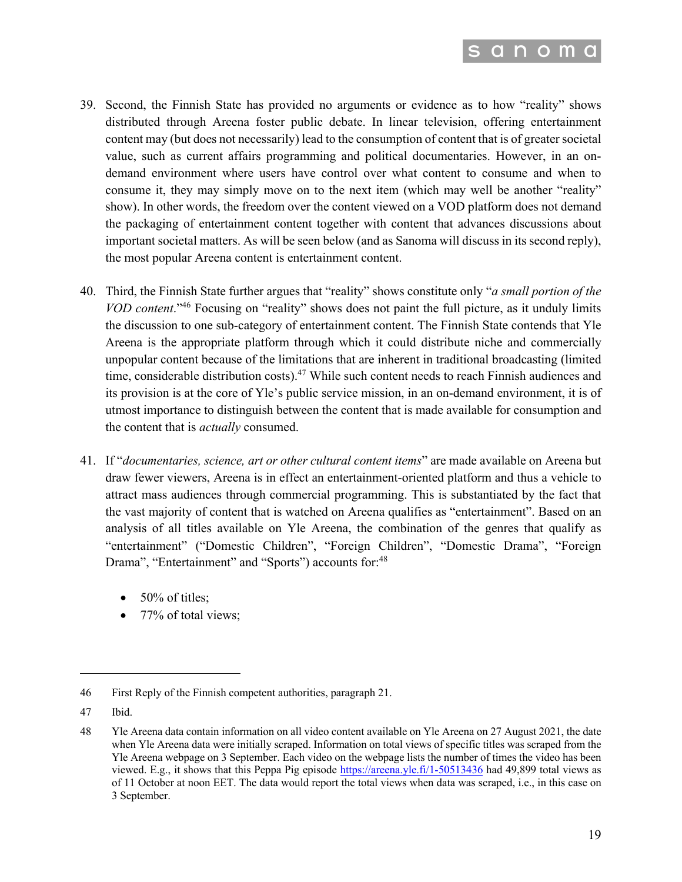39. Second, the Finnish State has provided no arguments or evidence as to how "reality" shows distributed through Areena foster public debate. In linear television, offering entertainment content may (but does not necessarily) lead to the consumption of content that is of greater societal value, such as current affairs programming and political documentaries. However, in an on-demand environment where users have control over what content to consume and when to consume it, they may simply move on to the next item (which may well be another "reality" show). In other words, the freedom over the content viewed on a VOD platform does not demand the packaging of entertainment content together with content that advances discussions about important societal matters. As will be seen below (and as Sanoma will discuss in its second reply), the most popular Areena content is entertainment content.

40. Third, the Finnish State further argues that "reality" shows constitute only "*a small portion of the VOD content*."[46] Focusing on "reality" shows does not paint the full picture, as it unduly limits the discussion to one sub-category of entertainment content. The Finnish State contends that Yle Areena is the appropriate platform through which it could distribute niche and commercially unpopular content because of the limitations that are inherent in traditional broadcasting (limited time, considerable distribution costs).[47] While such content needs to reach Finnish audiences and its provision is at the core of Yle's public service mission, in an on-demand environment, it is of utmost importance to distinguish between the content that is made available for consumption and the content that is *actually* consumed.

41. If "*documentaries, science, art or other cultural content items*" are made available on Areena but draw fewer viewers, Areena is in effect an entertainment-oriented platform and thus a vehicle to attract mass audiences through commercial programming. This is substantiated by the fact that the vast majority of content that is watched on Areena qualifies as "entertainment". Based on an analysis of all titles available on Yle Areena, the combination of the genres that qualify as "entertainment" ("Domestic Children", "Foreign Children", "Domestic Drama", "Foreign Drama", "Entertainment" and "Sports") accounts for:[48]

   - 50% of titles;
   - 77% of total views;

---

46 First Reply of the Finnish competent authorities, paragraph 21.

47 Ibid.

48 Yle Areena data contain information on all video content available on Yle Areena on 27 August 2021, the date when Yle Areena data were initially scraped. Information on total views of specific titles was scraped from the Yle Areena webpage on 3 September. Each video on the webpage lists the number of times the video has been viewed. E.g., it shows that this Peppa Pig episode https://areena.yle.fi/1-50513436 had 49,899 total views as of 11 October at noon EET. The data would report the total views when data was scraped, i.e., in this case on 3 September.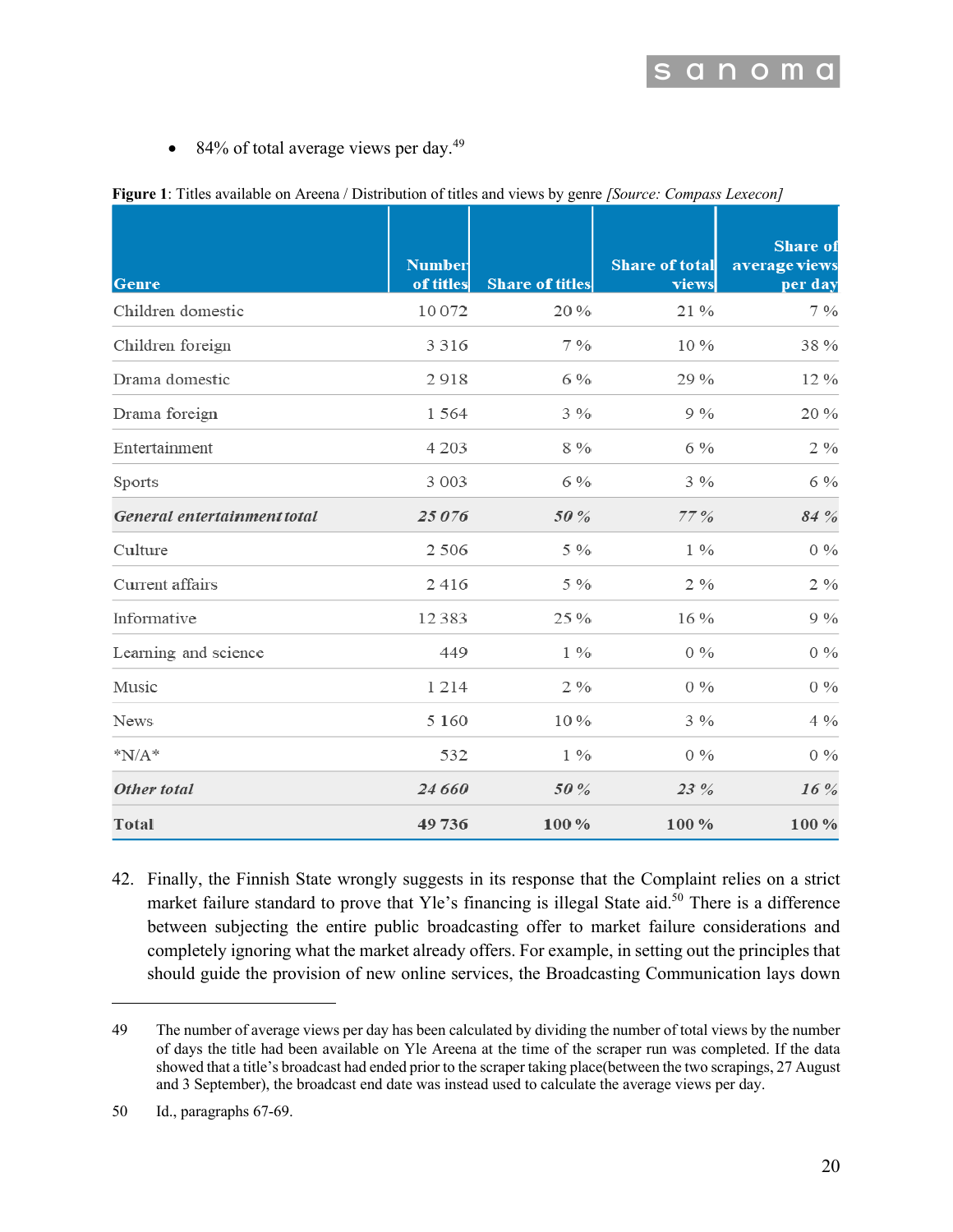- 84% of total average views per day.[49]

**Figure 1**: Titles available on Areena / Distribution of titles and views by genre *[Source: Compass Lexecon]*

| Genre | Number of titles | Share of titles | Share of total views | Share of average views per day |
|---|---|---|---|---|
| Children domestic | 10 072 | 20 % | 21 % | 7 % |
| Children foreign | 3 316 | 7 % | 10 % | 38 % |
| Drama domestic | 2 918 | 6 % | 29 % | 12 % |
| Drama foreign | 1 564 | 3 % | 9 % | 20 % |
| Entertainment | 4 203 | 8 % | 6 % | 2 % |
| Sports | 3 003 | 6 % | 3 % | 6 % |
| ***General entertainment total*** | ***25 076*** | ***50 %*** | ***77 %*** | ***84 %*** |
| Culture | 2 506 | 5 % | 1 % | 0 % |
| Current affairs | 2 416 | 5 % | 2 % | 2 % |
| Informative | 12 383 | 25 % | 16 % | 9 % |
| Learning and science | 449 | 1 % | 0 % | 0 % |
| Music | 1 214 | 2 % | 0 % | 0 % |
| News | 5 160 | 10 % | 3 % | 4 % |
| *N/A* | 532 | 1 % | 0 % | 0 % |
| ***Other total*** | ***24 660*** | ***50 %*** | ***23 %*** | ***16 %*** |
| **Total** | **49 736** | **100 %** | **100 %** | **100 %** |

42. Finally, the Finnish State wrongly suggests in its response that the Complaint relies on a strict market failure standard to prove that Yle's financing is illegal State aid.[50] There is a difference between subjecting the entire public broadcasting offer to market failure considerations and completely ignoring what the market already offers. For example, in setting out the principles that should guide the provision of new online services, the Broadcasting Communication lays down

---

49 The number of average views per day has been calculated by dividing the number of total views by the number of days the title had been available on Yle Areena at the time of the scraper run was completed. If the data showed that a title's broadcast had ended prior to the scraper taking place(between the two scrapings, 27 August and 3 September), the broadcast end date was instead used to calculate the average views per day.

50 Id., paragraphs 67-69.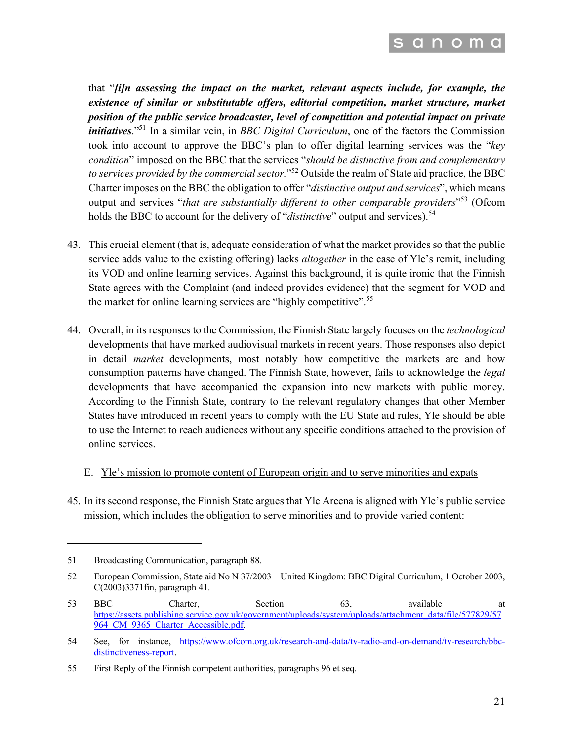that "***[i]n assessing the impact on the market, relevant aspects include, for example, the existence of similar or substitutable offers, editorial competition, market structure, market position of the public service broadcaster, level of competition and potential impact on private initiatives***."[51] In a similar vein, in *BBC Digital Curriculum*, one of the factors the Commission took into account to approve the BBC's plan to offer digital learning services was the "*key condition*" imposed on the BBC that the services "*should be distinctive from and complementary to services provided by the commercial sector.*"[52] Outside the realm of State aid practice, the BBC Charter imposes on the BBC the obligation to offer "*distinctive output and services*", which means output and services "*that are substantially different to other comparable providers*"[53] (Ofcom holds the BBC to account for the delivery of "*distinctive*" output and services).[54]

43. This crucial element (that is, adequate consideration of what the market provides so that the public service adds value to the existing offering) lacks *altogether* in the case of Yle's remit, including its VOD and online learning services. Against this background, it is quite ironic that the Finnish State agrees with the Complaint (and indeed provides evidence) that the segment for VOD and the market for online learning services are "highly competitive".[55]

44. Overall, in its responses to the Commission, the Finnish State largely focuses on the *technological* developments that have marked audiovisual markets in recent years. Those responses also depict in detail *market* developments, most notably how competitive the markets are and how consumption patterns have changed. The Finnish State, however, fails to acknowledge the *legal* developments that have accompanied the expansion into new markets with public money. According to the Finnish State, contrary to the relevant regulatory changes that other Member States have introduced in recent years to comply with the EU State aid rules, Yle should be able to use the Internet to reach audiences without any specific conditions attached to the provision of online services.

E. Yle's mission to promote content of European origin and to serve minorities and expats

45. In its second response, the Finnish State argues that Yle Areena is aligned with Yle's public service mission, which includes the obligation to serve minorities and to provide varied content:

---

51 Broadcasting Communication, paragraph 88.

52 European Commission, State aid No N 37/2003 – United Kingdom: BBC Digital Curriculum, 1 October 2003, C(2003)3371fin, paragraph 41.

53 BBC Charter, Section 63, available at https://assets.publishing.service.gov.uk/government/uploads/system/uploads/attachment_data/file/577829/57964_CM_9365_Charter_Accessible.pdf.

54 See, for instance, https://www.ofcom.org.uk/research-and-data/tv-radio-and-on-demand/tv-research/bbc-distinctiveness-report.

55 First Reply of the Finnish competent authorities, paragraphs 96 et seq.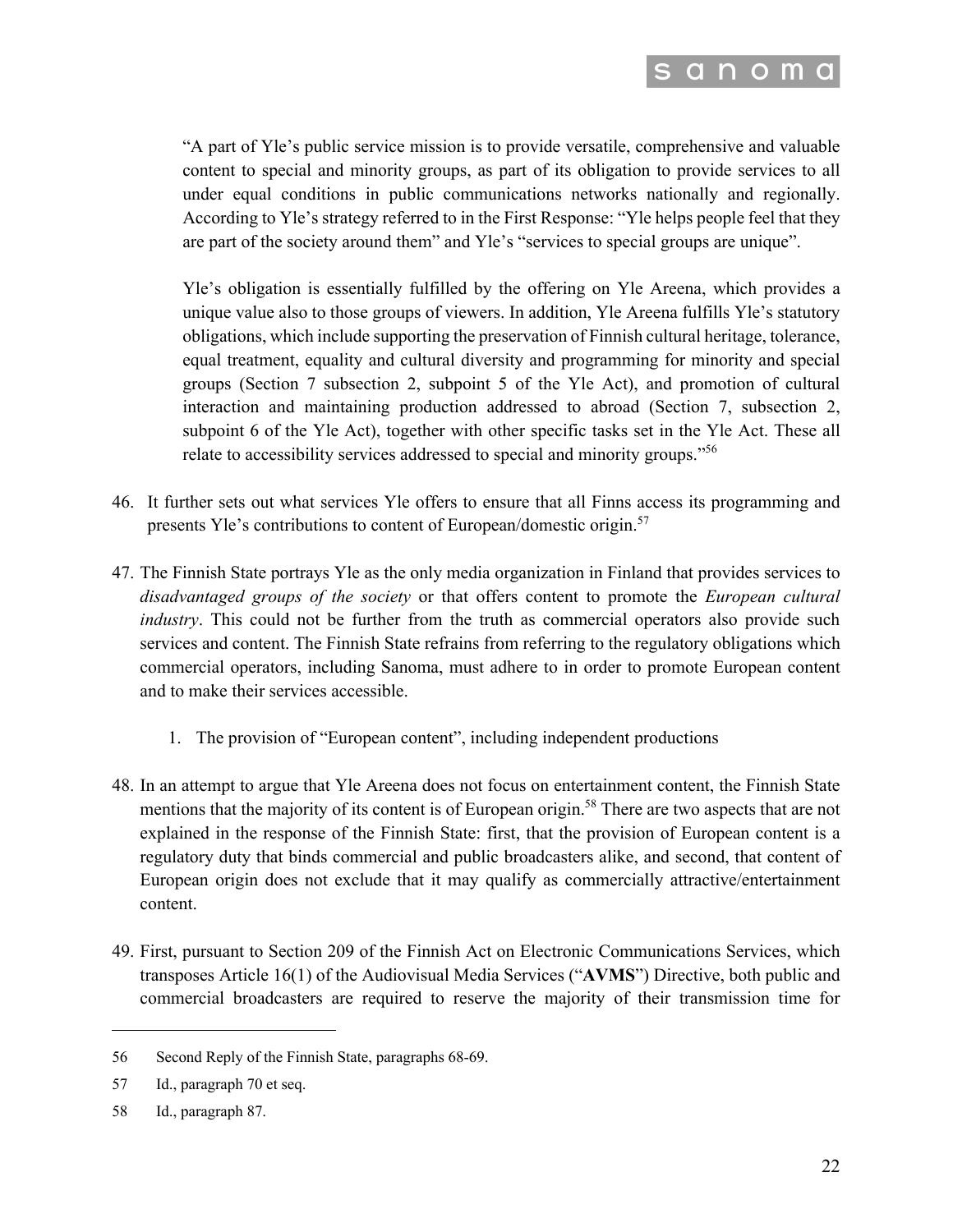> "A part of Yle's public service mission is to provide versatile, comprehensive and valuable content to special and minority groups, as part of its obligation to provide services to all under equal conditions in public communications networks nationally and regionally. According to Yle's strategy referred to in the First Response: "Yle helps people feel that they are part of the society around them" and Yle's "services to special groups are unique".
>
> Yle's obligation is essentially fulfilled by the offering on Yle Areena, which provides a unique value also to those groups of viewers. In addition, Yle Areena fulfills Yle's statutory obligations, which include supporting the preservation of Finnish cultural heritage, tolerance, equal treatment, equality and cultural diversity and programming for minority and special groups (Section 7 subsection 2, subpoint 5 of the Yle Act), and promotion of cultural interaction and maintaining production addressed to abroad (Section 7, subsection 2, subpoint 6 of the Yle Act), together with other specific tasks set in the Yle Act. These all relate to accessibility services addressed to special and minority groups."[56]

46. It further sets out what services Yle offers to ensure that all Finns access its programming and presents Yle's contributions to content of European/domestic origin.[57]

47. The Finnish State portrays Yle as the only media organization in Finland that provides services to *disadvantaged groups of the society* or that offers content to promote the *European cultural industry*. This could not be further from the truth as commercial operators also provide such services and content. The Finnish State refrains from referring to the regulatory obligations which commercial operators, including Sanoma, must adhere to in order to promote European content and to make their services accessible.

    1. The provision of "European content", including independent productions

48. In an attempt to argue that Yle Areena does not focus on entertainment content, the Finnish State mentions that the majority of its content is of European origin.[58] There are two aspects that are not explained in the response of the Finnish State: first, that the provision of European content is a regulatory duty that binds commercial and public broadcasters alike, and second, that content of European origin does not exclude that it may qualify as commercially attractive/entertainment content.

49. First, pursuant to Section 209 of the Finnish Act on Electronic Communications Services, which transposes Article 16(1) of the Audiovisual Media Services ("**AVMS**") Directive, both public and commercial broadcasters are required to reserve the majority of their transmission time for

---

56 Second Reply of the Finnish State, paragraphs 68-69.

57 Id., paragraph 70 et seq.

58 Id., paragraph 87.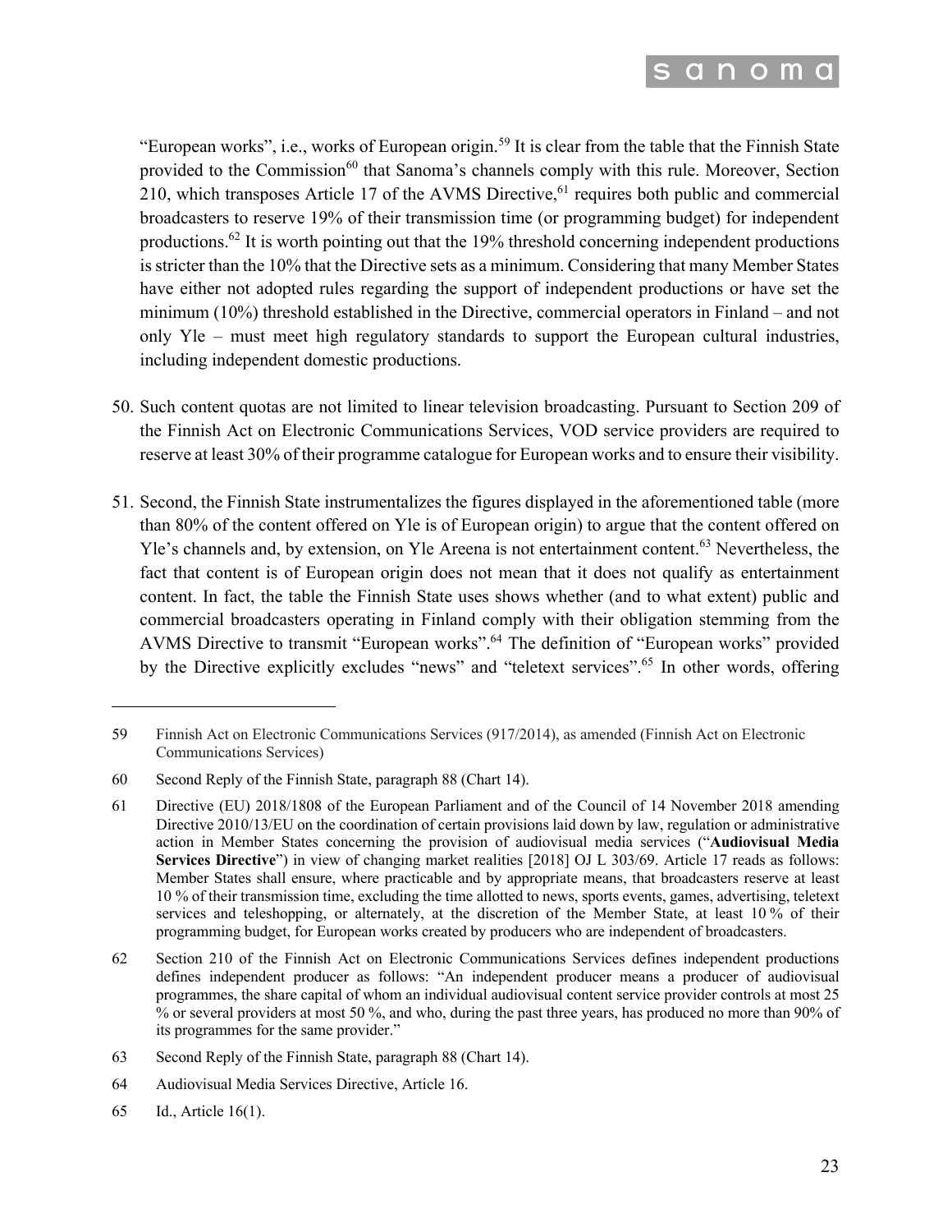"European works", i.e., works of European origin.[59] It is clear from the table that the Finnish State provided to the Commission[60] that Sanoma's channels comply with this rule. Moreover, Section 210, which transposes Article 17 of the AVMS Directive,[61] requires both public and commercial broadcasters to reserve 19% of their transmission time (or programming budget) for independent productions.[62] It is worth pointing out that the 19% threshold concerning independent productions is stricter than the 10% that the Directive sets as a minimum. Considering that many Member States have either not adopted rules regarding the support of independent productions or have set the minimum (10%) threshold established in the Directive, commercial operators in Finland – and not only Yle – must meet high regulatory standards to support the European cultural industries, including independent domestic productions.

50. Such content quotas are not limited to linear television broadcasting. Pursuant to Section 209 of the Finnish Act on Electronic Communications Services, VOD service providers are required to reserve at least 30% of their programme catalogue for European works and to ensure their visibility.

51. Second, the Finnish State instrumentalizes the figures displayed in the aforementioned table (more than 80% of the content offered on Yle is of European origin) to argue that the content offered on Yle's channels and, by extension, on Yle Areena is not entertainment content.[63] Nevertheless, the fact that content is of European origin does not mean that it does not qualify as entertainment content. In fact, the table the Finnish State uses shows whether (and to what extent) public and commercial broadcasters operating in Finland comply with their obligation stemming from the AVMS Directive to transmit "European works".[64] The definition of "European works" provided by the Directive explicitly excludes "news" and "teletext services".[65] In other words, offering

---

59 Finnish Act on Electronic Communications Services (917/2014), as amended (Finnish Act on Electronic Communications Services)

60 Second Reply of the Finnish State, paragraph 88 (Chart 14).

61 Directive (EU) 2018/1808 of the European Parliament and of the Council of 14 November 2018 amending Directive 2010/13/EU on the coordination of certain provisions laid down by law, regulation or administrative action in Member States concerning the provision of audiovisual media services ("**Audiovisual Media Services Directive**") in view of changing market realities [2018] OJ L 303/69. Article 17 reads as follows: Member States shall ensure, where practicable and by appropriate means, that broadcasters reserve at least 10 % of their transmission time, excluding the time allotted to news, sports events, games, advertising, teletext services and teleshopping, or alternately, at the discretion of the Member State, at least 10 % of their programming budget, for European works created by producers who are independent of broadcasters.

62 Section 210 of the Finnish Act on Electronic Communications Services defines independent productions defines independent producer as follows: "An independent producer means a producer of audiovisual programmes, the share capital of whom an individual audiovisual content service provider controls at most 25 % or several providers at most 50 %, and who, during the past three years, has produced no more than 90% of its programmes for the same provider."

63 Second Reply of the Finnish State, paragraph 88 (Chart 14).

64 Audiovisual Media Services Directive, Article 16.

65 Id., Article 16(1).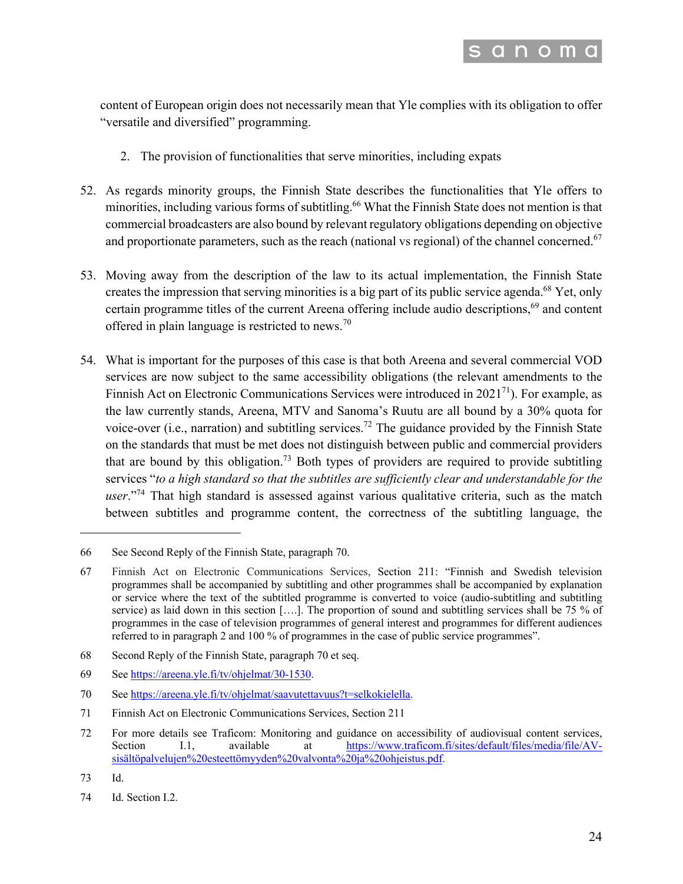content of European origin does not necessarily mean that Yle complies with its obligation to offer "versatile and diversified" programming.

2. The provision of functionalities that serve minorities, including expats

52. As regards minority groups, the Finnish State describes the functionalities that Yle offers to minorities, including various forms of subtitling.[66] What the Finnish State does not mention is that commercial broadcasters are also bound by relevant regulatory obligations depending on objective and proportionate parameters, such as the reach (national vs regional) of the channel concerned.[67]

53. Moving away from the description of the law to its actual implementation, the Finnish State creates the impression that serving minorities is a big part of its public service agenda.[68] Yet, only certain programme titles of the current Areena offering include audio descriptions,[69] and content offered in plain language is restricted to news.[70]

54. What is important for the purposes of this case is that both Areena and several commercial VOD services are now subject to the same accessibility obligations (the relevant amendments to the Finnish Act on Electronic Communications Services were introduced in 2021[71]). For example, as the law currently stands, Areena, MTV and Sanoma's Ruutu are all bound by a 30% quota for voice-over (i.e., narration) and subtitling services.[72] The guidance provided by the Finnish State on the standards that must be met does not distinguish between public and commercial providers that are bound by this obligation.[73] Both types of providers are required to provide subtitling services "*to a high standard so that the subtitles are sufficiently clear and understandable for the user*."[74] That high standard is assessed against various qualitative criteria, such as the match between subtitles and programme content, the correctness of the subtitling language, the

---

66 See Second Reply of the Finnish State, paragraph 70.

67 Finnish Act on Electronic Communications Services, Section 211: "Finnish and Swedish television programmes shall be accompanied by subtitling and other programmes shall be accompanied by explanation or service where the text of the subtitled programme is converted to voice (audio-subtitling and subtitling service) as laid down in this section [….]. The proportion of sound and subtitling services shall be 75 % of programmes in the case of television programmes of general interest and programmes for different audiences referred to in paragraph 2 and 100 % of programmes in the case of public service programmes".

68 Second Reply of the Finnish State, paragraph 70 et seq.

69 See https://areena.yle.fi/tv/ohjelmat/30-1530.

70 See https://areena.yle.fi/tv/ohjelmat/saavutettavuus?t=selkokielella.

71 Finnish Act on Electronic Communications Services, Section 211

72 For more details see Traficom: Monitoring and guidance on accessibility of audiovisual content services, Section I.1, available at https://www.traficom.fi/sites/default/files/media/file/AV-sisältöpalvelujen%20esteettömyyden%20valvonta%20ja%20ohjeistus.pdf.

73 Id.

74 Id. Section I.2.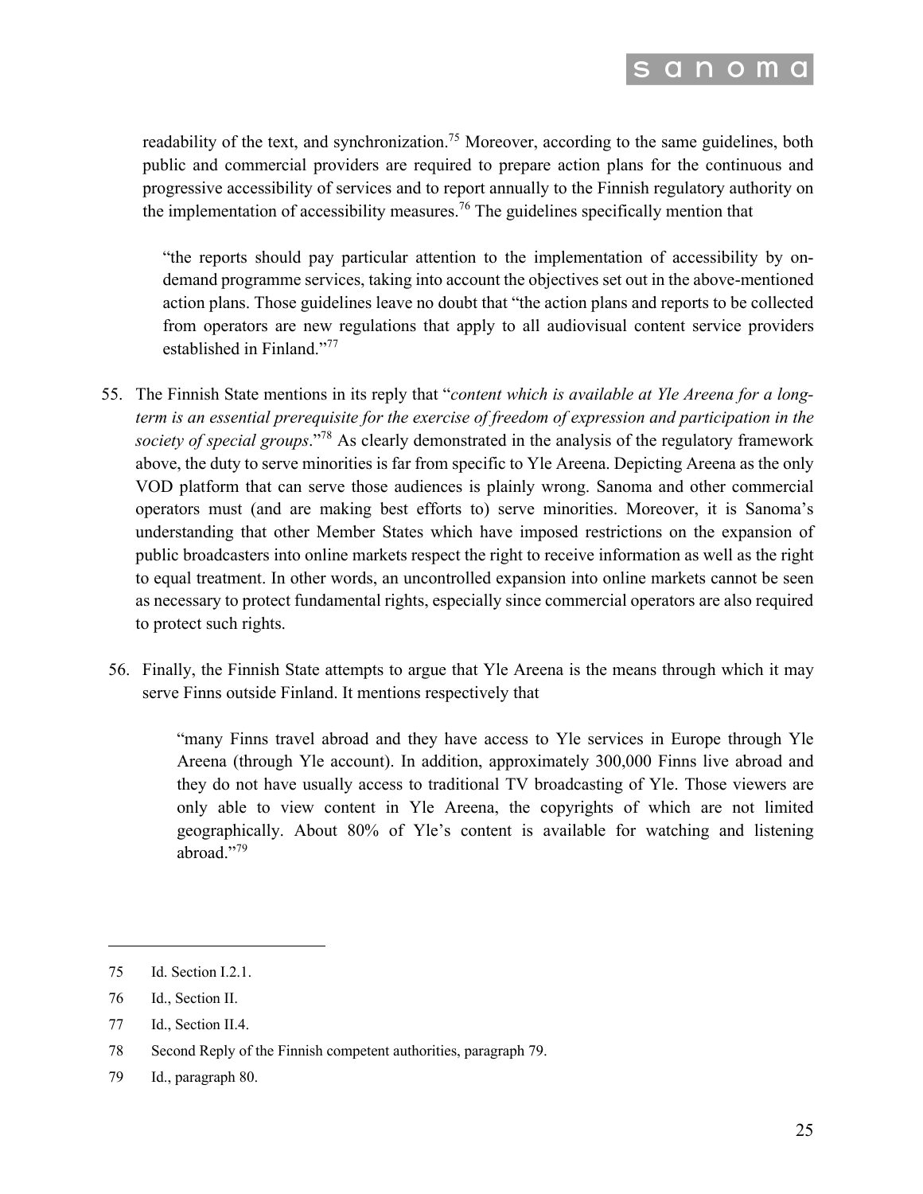readability of the text, and synchronization.[75] Moreover, according to the same guidelines, both public and commercial providers are required to prepare action plans for the continuous and progressive accessibility of services and to report annually to the Finnish regulatory authority on the implementation of accessibility measures.[76] The guidelines specifically mention that

> "the reports should pay particular attention to the implementation of accessibility by on-demand programme services, taking into account the objectives set out in the above-mentioned action plans. Those guidelines leave no doubt that "the action plans and reports to be collected from operators are new regulations that apply to all audiovisual content service providers established in Finland."[77]

55. The Finnish State mentions in its reply that "*content which is available at Yle Areena for a long-term is an essential prerequisite for the exercise of freedom of expression and participation in the society of special groups*."[78] As clearly demonstrated in the analysis of the regulatory framework above, the duty to serve minorities is far from specific to Yle Areena. Depicting Areena as the only VOD platform that can serve those audiences is plainly wrong. Sanoma and other commercial operators must (and are making best efforts to) serve minorities. Moreover, it is Sanoma's understanding that other Member States which have imposed restrictions on the expansion of public broadcasters into online markets respect the right to receive information as well as the right to equal treatment. In other words, an uncontrolled expansion into online markets cannot be seen as necessary to protect fundamental rights, especially since commercial operators are also required to protect such rights.

56. Finally, the Finnish State attempts to argue that Yle Areena is the means through which it may serve Finns outside Finland. It mentions respectively that

> "many Finns travel abroad and they have access to Yle services in Europe through Yle Areena (through Yle account). In addition, approximately 300,000 Finns live abroad and they do not have usually access to traditional TV broadcasting of Yle. Those viewers are only able to view content in Yle Areena, the copyrights of which are not limited geographically. About 80% of Yle's content is available for watching and listening abroad."[79]

---

75 Id. Section I.2.1.

76 Id., Section II.

77 Id., Section II.4.

78 Second Reply of the Finnish competent authorities, paragraph 79.

79 Id., paragraph 80.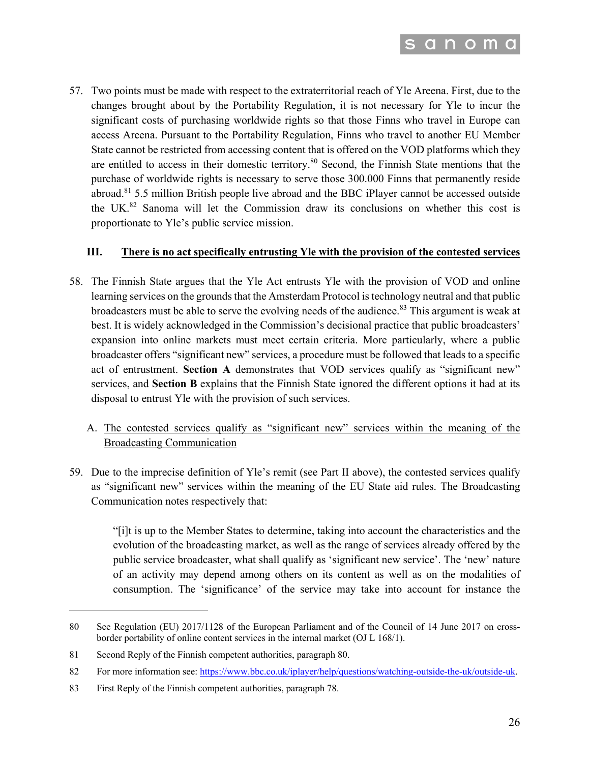57. Two points must be made with respect to the extraterritorial reach of Yle Areena. First, due to the changes brought about by the Portability Regulation, it is not necessary for Yle to incur the significant costs of purchasing worldwide rights so that those Finns who travel in Europe can access Areena. Pursuant to the Portability Regulation, Finns who travel to another EU Member State cannot be restricted from accessing content that is offered on the VOD platforms which they are entitled to access in their domestic territory.[80] Second, the Finnish State mentions that the purchase of worldwide rights is necessary to serve those 300.000 Finns that permanently reside abroad.[81] 5.5 million British people live abroad and the BBC iPlayer cannot be accessed outside the UK.[82] Sanoma will let the Commission draw its conclusions on whether this cost is proportionate to Yle's public service mission.

## III. <u>There is no act specifically entrusting Yle with the provision of the contested services</u>

58. The Finnish State argues that the Yle Act entrusts Yle with the provision of VOD and online learning services on the grounds that the Amsterdam Protocol is technology neutral and that public broadcasters must be able to serve the evolving needs of the audience.[83] This argument is weak at best. It is widely acknowledged in the Commission's decisional practice that public broadcasters' expansion into online markets must meet certain criteria. More particularly, where a public broadcaster offers "significant new" services, a procedure must be followed that leads to a specific act of entrustment. **Section A** demonstrates that VOD services qualify as "significant new" services, and **Section B** explains that the Finnish State ignored the different options it had at its disposal to entrust Yle with the provision of such services.

### A. <u>The contested services qualify as "significant new" services within the meaning of the Broadcasting Communication</u>

59. Due to the imprecise definition of Yle's remit (see Part II above), the contested services qualify as "significant new" services within the meaning of the EU State aid rules. The Broadcasting Communication notes respectively that:

> "[i]t is up to the Member States to determine, taking into account the characteristics and the evolution of the broadcasting market, as well as the range of services already offered by the public service broadcaster, what shall qualify as 'significant new service'. The 'new' nature of an activity may depend among others on its content as well as on the modalities of consumption. The 'significance' of the service may take into account for instance the

---

80 See Regulation (EU) 2017/1128 of the European Parliament and of the Council of 14 June 2017 on cross-border portability of online content services in the internal market (OJ L 168/1).

81 Second Reply of the Finnish competent authorities, paragraph 80.

82 For more information see: https://www.bbc.co.uk/iplayer/help/questions/watching-outside-the-uk/outside-uk.

83 First Reply of the Finnish competent authorities, paragraph 78.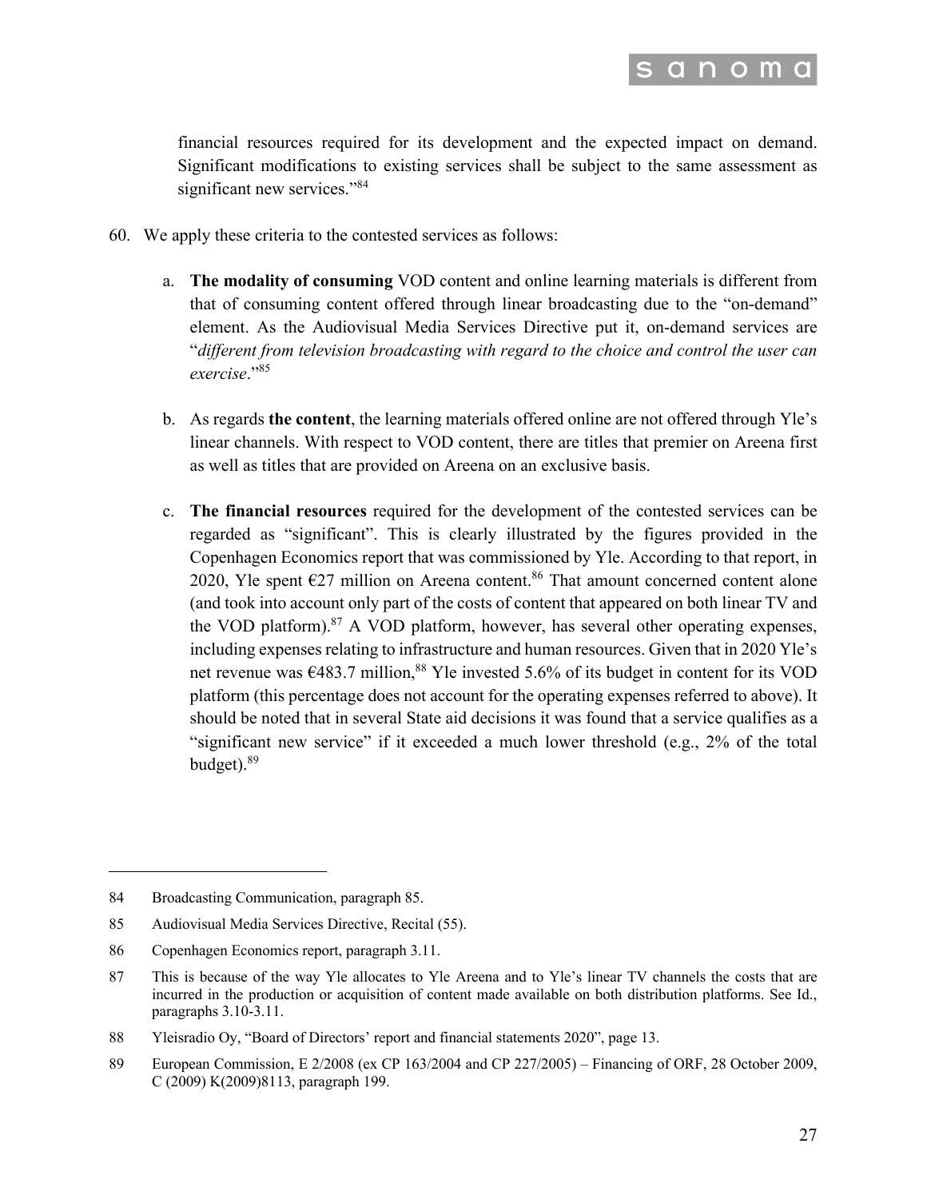financial resources required for its development and the expected impact on demand. Significant modifications to existing services shall be subject to the same assessment as significant new services."[84]

60. We apply these criteria to the contested services as follows:

    a. **The modality of consuming** VOD content and online learning materials is different from that of consuming content offered through linear broadcasting due to the "on-demand" element. As the Audiovisual Media Services Directive put it, on-demand services are "*different from television broadcasting with regard to the choice and control the user can exercise*."[85]

    b. As regards **the content**, the learning materials offered online are not offered through Yle's linear channels. With respect to VOD content, there are titles that premier on Areena first as well as titles that are provided on Areena on an exclusive basis.

    c. **The financial resources** required for the development of the contested services can be regarded as "significant". This is clearly illustrated by the figures provided in the Copenhagen Economics report that was commissioned by Yle. According to that report, in 2020, Yle spent €27 million on Areena content.[86] That amount concerned content alone (and took into account only part of the costs of content that appeared on both linear TV and the VOD platform).[87] A VOD platform, however, has several other operating expenses, including expenses relating to infrastructure and human resources. Given that in 2020 Yle's net revenue was €483.7 million,[88] Yle invested 5.6% of its budget in content for its VOD platform (this percentage does not account for the operating expenses referred to above). It should be noted that in several State aid decisions it was found that a service qualifies as a "significant new service" if it exceeded a much lower threshold (e.g., 2% of the total budget).[89]

---

84 Broadcasting Communication, paragraph 85.

85 Audiovisual Media Services Directive, Recital (55).

86 Copenhagen Economics report, paragraph 3.11.

87 This is because of the way Yle allocates to Yle Areena and to Yle's linear TV channels the costs that are incurred in the production or acquisition of content made available on both distribution platforms. See Id., paragraphs 3.10-3.11.

88 Yleisradio Oy, "Board of Directors' report and financial statements 2020", page 13.

89 European Commission, E 2/2008 (ex CP 163/2004 and CP 227/2005) – Financing of ORF, 28 October 2009, C (2009) K(2009)8113, paragraph 199.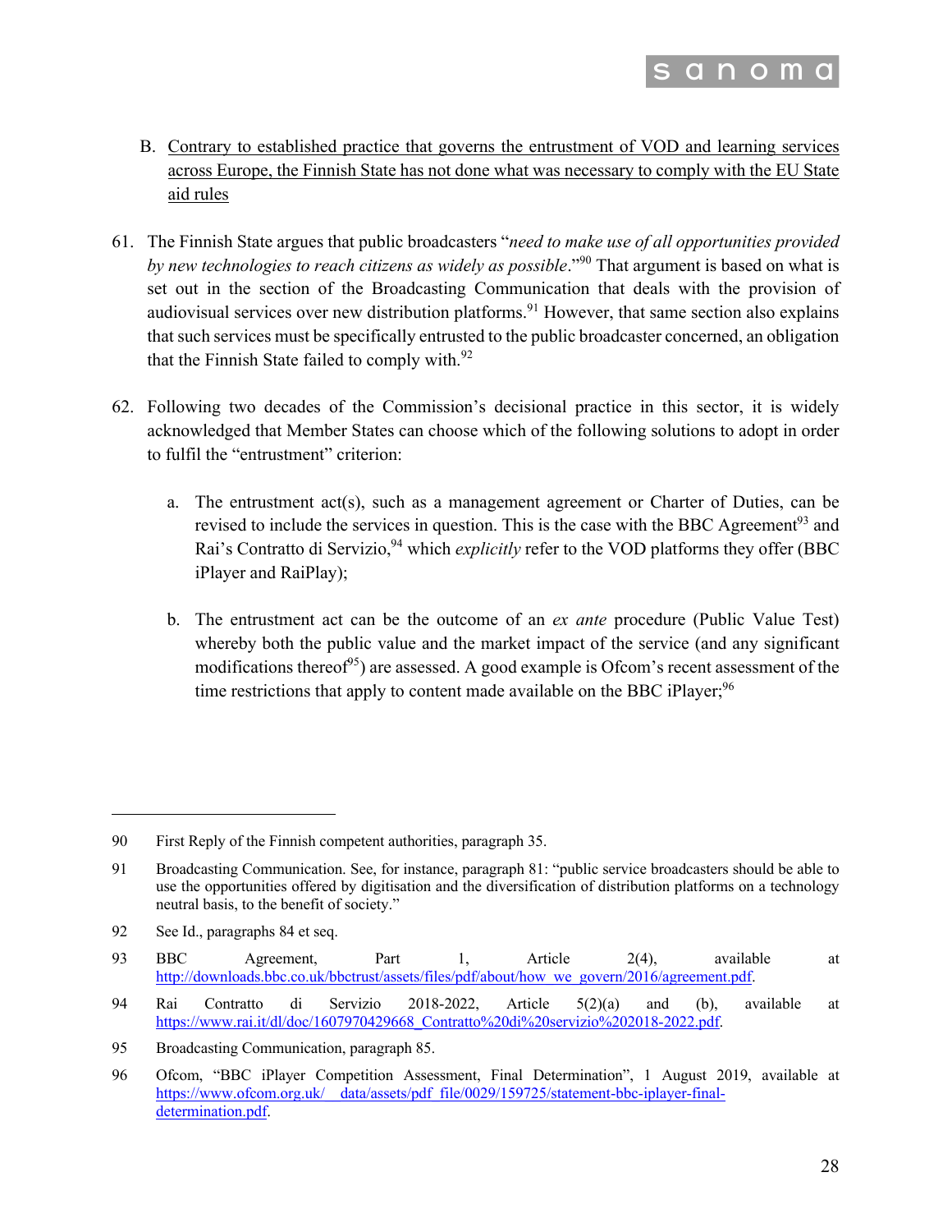B. Contrary to established practice that governs the entrustment of VOD and learning services across Europe, the Finnish State has not done what was necessary to comply with the EU State aid rules

61. The Finnish State argues that public broadcasters "*need to make use of all opportunities provided by new technologies to reach citizens as widely as possible*."[90] That argument is based on what is set out in the section of the Broadcasting Communication that deals with the provision of audiovisual services over new distribution platforms.[91] However, that same section also explains that such services must be specifically entrusted to the public broadcaster concerned, an obligation that the Finnish State failed to comply with.[92]

62. Following two decades of the Commission's decisional practice in this sector, it is widely acknowledged that Member States can choose which of the following solutions to adopt in order to fulfil the "entrustment" criterion:

    a. The entrustment act(s), such as a management agreement or Charter of Duties, can be revised to include the services in question. This is the case with the BBC Agreement[93] and Rai's Contratto di Servizio,[94] which *explicitly* refer to the VOD platforms they offer (BBC iPlayer and RaiPlay);

    b. The entrustment act can be the outcome of an *ex ante* procedure (Public Value Test) whereby both the public value and the market impact of the service (and any significant modifications thereof[95]) are assessed. A good example is Ofcom's recent assessment of the time restrictions that apply to content made available on the BBC iPlayer;[96]

---

90 First Reply of the Finnish competent authorities, paragraph 35.

91 Broadcasting Communication. See, for instance, paragraph 81: "public service broadcasters should be able to use the opportunities offered by digitisation and the diversification of distribution platforms on a technology neutral basis, to the benefit of society."

92 See Id., paragraphs 84 et seq.

93 BBC Agreement, Part 1, Article 2(4), available at http://downloads.bbc.co.uk/bbctrust/assets/files/pdf/about/how_we_govern/2016/agreement.pdf.

94 Rai Contratto di Servizio 2018-2022, Article 5(2)(a) and (b), available at https://www.rai.it/dl/doc/1607970429668_Contratto%20di%20servizio%202018-2022.pdf.

95 Broadcasting Communication, paragraph 85.

96 Ofcom, "BBC iPlayer Competition Assessment, Final Determination", 1 August 2019, available at https://www.ofcom.org.uk/__data/assets/pdf_file/0029/159725/statement-bbc-iplayer-final-determination.pdf.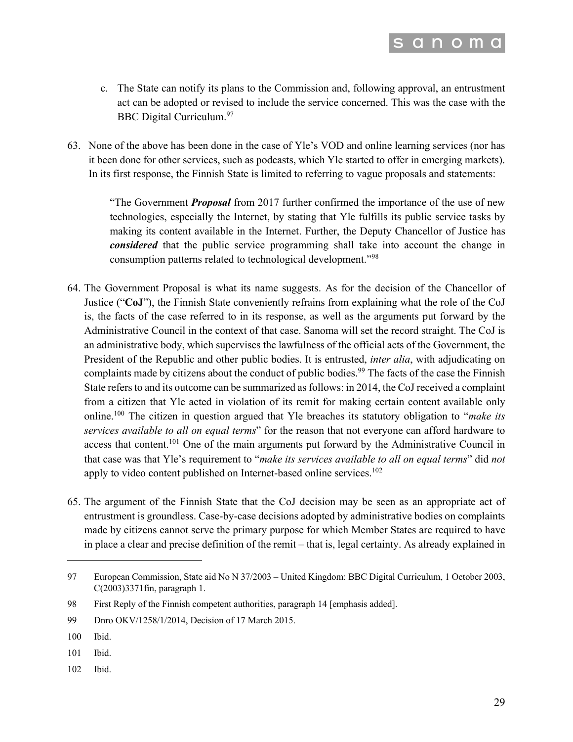c. The State can notify its plans to the Commission and, following approval, an entrustment act can be adopted or revised to include the service concerned. This was the case with the BBC Digital Curriculum.[97]

63. None of the above has been done in the case of Yle's VOD and online learning services (nor has it been done for other services, such as podcasts, which Yle started to offer in emerging markets). In its first response, the Finnish State is limited to referring to vague proposals and statements:

> "The Government ***Proposal*** from 2017 further confirmed the importance of the use of new technologies, especially the Internet, by stating that Yle fulfills its public service tasks by making its content available in the Internet. Further, the Deputy Chancellor of Justice has ***considered*** that the public service programming shall take into account the change in consumption patterns related to technological development."[98]

64. The Government Proposal is what its name suggests. As for the decision of the Chancellor of Justice ("**CoJ**"), the Finnish State conveniently refrains from explaining what the role of the CoJ is, the facts of the case referred to in its response, as well as the arguments put forward by the Administrative Council in the context of that case. Sanoma will set the record straight. The CoJ is an administrative body, which supervises the lawfulness of the official acts of the Government, the President of the Republic and other public bodies. It is entrusted, *inter alia*, with adjudicating on complaints made by citizens about the conduct of public bodies.[99] The facts of the case the Finnish State refers to and its outcome can be summarized as follows: in 2014, the CoJ received a complaint from a citizen that Yle acted in violation of its remit for making certain content available only online.[100] The citizen in question argued that Yle breaches its statutory obligation to "*make its services available to all on equal terms*" for the reason that not everyone can afford hardware to access that content.[101] One of the main arguments put forward by the Administrative Council in that case was that Yle's requirement to "*make its services available to all on equal terms*" did *not* apply to video content published on Internet-based online services.[102]

65. The argument of the Finnish State that the CoJ decision may be seen as an appropriate act of entrustment is groundless. Case-by-case decisions adopted by administrative bodies on complaints made by citizens cannot serve the primary purpose for which Member States are required to have in place a clear and precise definition of the remit – that is, legal certainty. As already explained in

---

97 European Commission, State aid No N 37/2003 – United Kingdom: BBC Digital Curriculum, 1 October 2003, C(2003)3371fin, paragraph 1.

98 First Reply of the Finnish competent authorities, paragraph 14 [emphasis added].

99 Dnro OKV/1258/1/2014, Decision of 17 March 2015.

100 Ibid.

101 Ibid.

102 Ibid.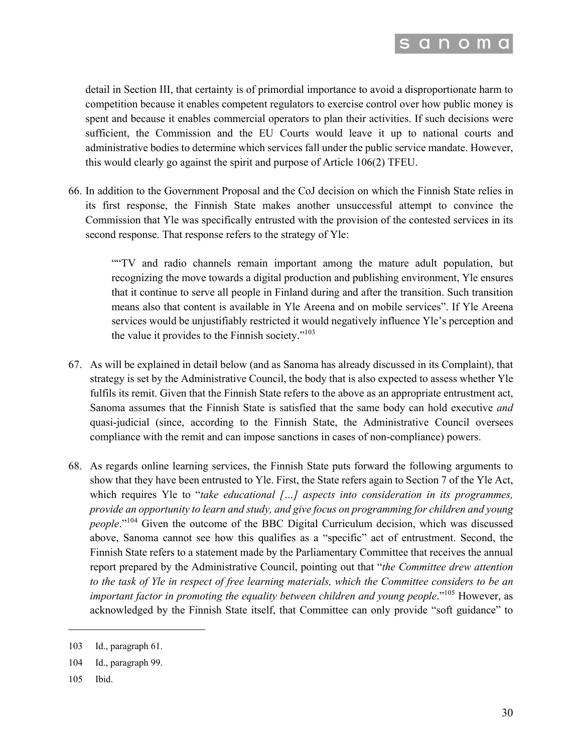detail in Section III, that certainty is of primordial importance to avoid a disproportionate harm to competition because it enables competent regulators to exercise control over how public money is spent and because it enables commercial operators to plan their activities. If such decisions were sufficient, the Commission and the EU Courts would leave it up to national courts and administrative bodies to determine which services fall under the public service mandate. However, this would clearly go against the spirit and purpose of Article 106(2) TFEU.

66. In addition to the Government Proposal and the CoJ decision on which the Finnish State relies in its first response, the Finnish State makes another unsuccessful attempt to convince the Commission that Yle was specifically entrusted with the provision of the contested services in its second response. That response refers to the strategy of Yle:

> ""TV and radio channels remain important among the mature adult population, but recognizing the move towards a digital production and publishing environment, Yle ensures that it continue to serve all people in Finland during and after the transition. Such transition means also that content is available in Yle Areena and on mobile services". If Yle Areena services would be unjustifiably restricted it would negatively influence Yle's perception and the value it provides to the Finnish society."[103]

67. As will be explained in detail below (and as Sanoma has already discussed in its Complaint), that strategy is set by the Administrative Council, the body that is also expected to assess whether Yle fulfils its remit. Given that the Finnish State refers to the above as an appropriate entrustment act, Sanoma assumes that the Finnish State is satisfied that the same body can hold executive *and* quasi-judicial (since, according to the Finnish State, the Administrative Council oversees compliance with the remit and can impose sanctions in cases of non-compliance) powers.

68. As regards online learning services, the Finnish State puts forward the following arguments to show that they have been entrusted to Yle. First, the State refers again to Section 7 of the Yle Act, which requires Yle to "*take educational […] aspects into consideration in its programmes, provide an opportunity to learn and study, and give focus on programming for children and young people*."[104] Given the outcome of the BBC Digital Curriculum decision, which was discussed above, Sanoma cannot see how this qualifies as a "specific" act of entrustment. Second, the Finnish State refers to a statement made by the Parliamentary Committee that receives the annual report prepared by the Administrative Council, pointing out that "*the Committee drew attention to the task of Yle in respect of free learning materials, which the Committee considers to be an important factor in promoting the equality between children and young people*."[105] However, as acknowledged by the Finnish State itself, that Committee can only provide "soft guidance" to

---

103 Id., paragraph 61.

104 Id., paragraph 99.

105 Ibid.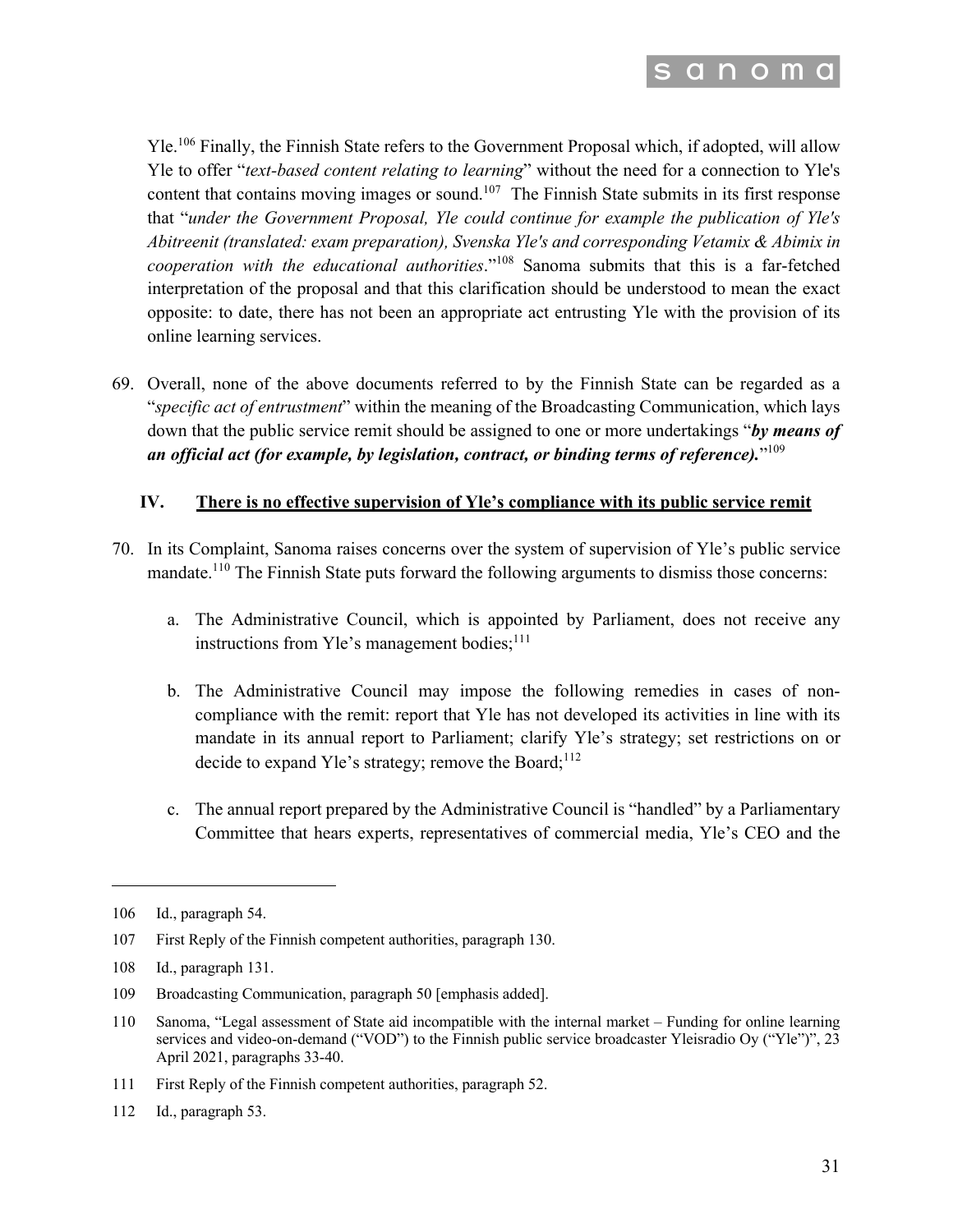Yle.[106] Finally, the Finnish State refers to the Government Proposal which, if adopted, will allow Yle to offer "*text-based content relating to learning*" without the need for a connection to Yle's content that contains moving images or sound.[107] The Finnish State submits in its first response that "*under the Government Proposal, Yle could continue for example the publication of Yle's Abitreenit (translated: exam preparation), Svenska Yle's and corresponding Vetamix & Abimix in cooperation with the educational authorities*."[108] Sanoma submits that this is a far-fetched interpretation of the proposal and that this clarification should be understood to mean the exact opposite: to date, there has not been an appropriate act entrusting Yle with the provision of its online learning services.

69. Overall, none of the above documents referred to by the Finnish State can be regarded as a "*specific act of entrustment*" within the meaning of the Broadcasting Communication, which lays down that the public service remit should be assigned to one or more undertakings "***by means of an official act (for example, by legislation, contract, or binding terms of reference).***"[109]

## IV. There is no effective supervision of Yle's compliance with its public service remit

70. In its Complaint, Sanoma raises concerns over the system of supervision of Yle's public service mandate.[110] The Finnish State puts forward the following arguments to dismiss those concerns:

   a. The Administrative Council, which is appointed by Parliament, does not receive any instructions from Yle's management bodies;[111]

   b. The Administrative Council may impose the following remedies in cases of non-compliance with the remit: report that Yle has not developed its activities in line with its mandate in its annual report to Parliament; clarify Yle's strategy; set restrictions on or decide to expand Yle's strategy; remove the Board;[112]

   c. The annual report prepared by the Administrative Council is "handled" by a Parliamentary Committee that hears experts, representatives of commercial media, Yle's CEO and the

---

106 Id., paragraph 54.

107 First Reply of the Finnish competent authorities, paragraph 130.

108 Id., paragraph 131.

109 Broadcasting Communication, paragraph 50 [emphasis added].

110 Sanoma, "Legal assessment of State aid incompatible with the internal market – Funding for online learning services and video-on-demand ("VOD") to the Finnish public service broadcaster Yleisradio Oy ("Yle")", 23 April 2021, paragraphs 33-40.

111 First Reply of the Finnish competent authorities, paragraph 52.

112 Id., paragraph 53.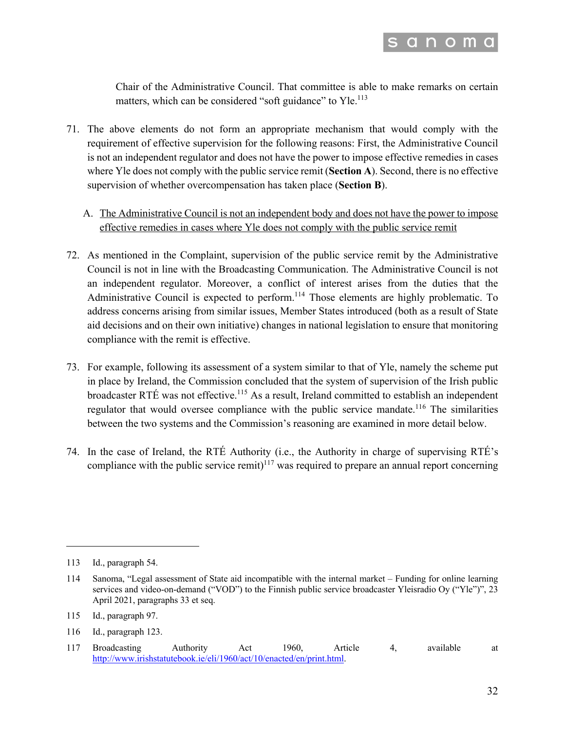Chair of the Administrative Council. That committee is able to make remarks on certain matters, which can be considered "soft guidance" to Yle.[113]

71. The above elements do not form an appropriate mechanism that would comply with the requirement of effective supervision for the following reasons: First, the Administrative Council is not an independent regulator and does not have the power to impose effective remedies in cases where Yle does not comply with the public service remit (**Section A**). Second, there is no effective supervision of whether overcompensation has taken place (**Section B**).

A. The Administrative Council is not an independent body and does not have the power to impose effective remedies in cases where Yle does not comply with the public service remit

72. As mentioned in the Complaint, supervision of the public service remit by the Administrative Council is not in line with the Broadcasting Communication. The Administrative Council is not an independent regulator. Moreover, a conflict of interest arises from the duties that the Administrative Council is expected to perform.[114] Those elements are highly problematic. To address concerns arising from similar issues, Member States introduced (both as a result of State aid decisions and on their own initiative) changes in national legislation to ensure that monitoring compliance with the remit is effective.

73. For example, following its assessment of a system similar to that of Yle, namely the scheme put in place by Ireland, the Commission concluded that the system of supervision of the Irish public broadcaster RTÉ was not effective.[115] As a result, Ireland committed to establish an independent regulator that would oversee compliance with the public service mandate.[116] The similarities between the two systems and the Commission's reasoning are examined in more detail below.

74. In the case of Ireland, the RTÉ Authority (i.e., the Authority in charge of supervising RTÉ's compliance with the public service remit)[117] was required to prepare an annual report concerning

---

113 Id., paragraph 54.

114 Sanoma, "Legal assessment of State aid incompatible with the internal market – Funding for online learning services and video-on-demand ("VOD") to the Finnish public service broadcaster Yleisradio Oy ("Yle")", 23 April 2021, paragraphs 33 et seq.

115 Id., paragraph 97.

116 Id., paragraph 123.

117 Broadcasting Authority Act 1960, Article 4, available at http://www.irishstatutebook.ie/eli/1960/act/10/enacted/en/print.html.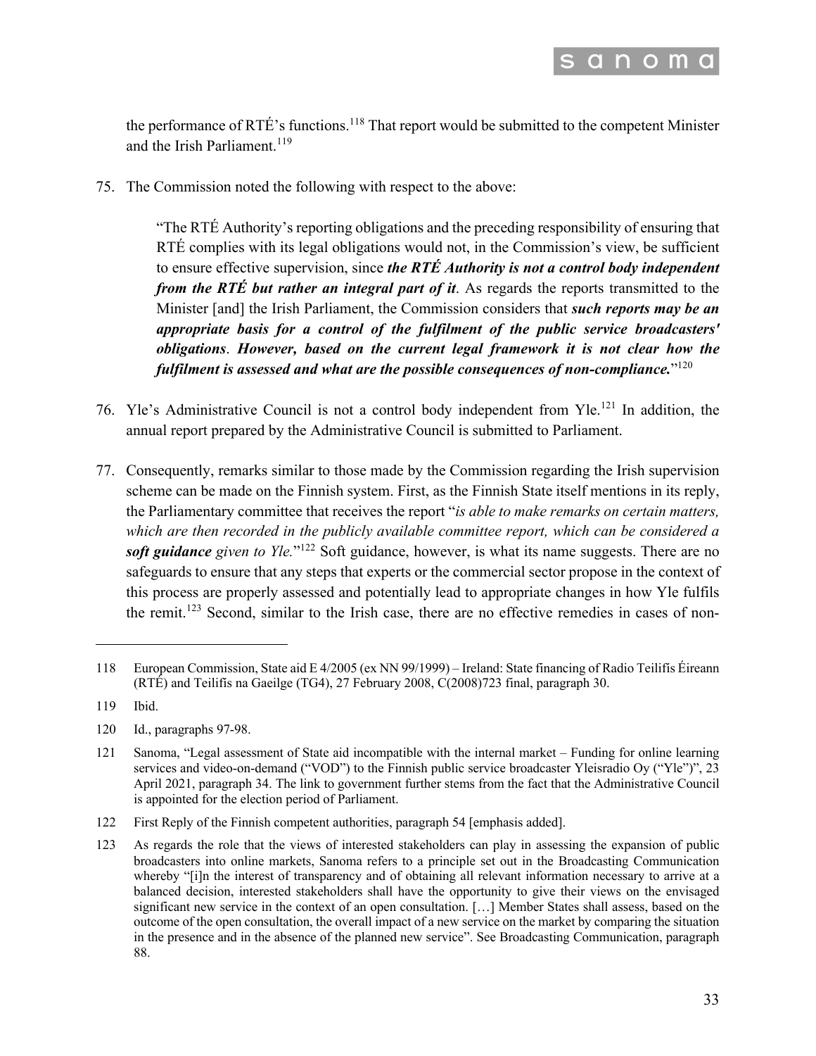the performance of RTÉ's functions.[118] That report would be submitted to the competent Minister and the Irish Parliament.[119]

75. The Commission noted the following with respect to the above:

> "The RTÉ Authority's reporting obligations and the preceding responsibility of ensuring that RTÉ complies with its legal obligations would not, in the Commission's view, be sufficient to ensure effective supervision, since ***the RTÉ Authority is not a control body independent from the RTÉ but rather an integral part of it***. As regards the reports transmitted to the Minister [and] the Irish Parliament, the Commission considers that ***such reports may be an appropriate basis for a control of the fulfilment of the public service broadcasters' obligations***. ***However, based on the current legal framework it is not clear how the fulfilment is assessed and what are the possible consequences of non-compliance.***"[120]

76. Yle's Administrative Council is not a control body independent from Yle.[121] In addition, the annual report prepared by the Administrative Council is submitted to Parliament.

77. Consequently, remarks similar to those made by the Commission regarding the Irish supervision scheme can be made on the Finnish system. First, as the Finnish State itself mentions in its reply, the Parliamentary committee that receives the report "*is able to make remarks on certain matters, which are then recorded in the publicly available committee report, which can be considered a **soft guidance** given to Yle.*"[122] Soft guidance, however, is what its name suggests. There are no safeguards to ensure that any steps that experts or the commercial sector propose in the context of this process are properly assessed and potentially lead to appropriate changes in how Yle fulfils the remit.[123] Second, similar to the Irish case, there are no effective remedies in cases of non-

---

118 European Commission, State aid E 4/2005 (ex NN 99/1999) – Ireland: State financing of Radio Teilifís Éireann (RTÉ) and Teilifís na Gaeilge (TG4), 27 February 2008, C(2008)723 final, paragraph 30.

119 Ibid.

120 Id., paragraphs 97-98.

121 Sanoma, "Legal assessment of State aid incompatible with the internal market – Funding for online learning services and video-on-demand ("VOD") to the Finnish public service broadcaster Yleisradio Oy ("Yle")", 23 April 2021, paragraph 34. The link to government further stems from the fact that the Administrative Council is appointed for the election period of Parliament.

122 First Reply of the Finnish competent authorities, paragraph 54 [emphasis added].

123 As regards the role that the views of interested stakeholders can play in assessing the expansion of public broadcasters into online markets, Sanoma refers to a principle set out in the Broadcasting Communication whereby "[i]n the interest of transparency and of obtaining all relevant information necessary to arrive at a balanced decision, interested stakeholders shall have the opportunity to give their views on the envisaged significant new service in the context of an open consultation. […] Member States shall assess, based on the outcome of the open consultation, the overall impact of a new service on the market by comparing the situation in the presence and in the absence of the planned new service". See Broadcasting Communication, paragraph 88.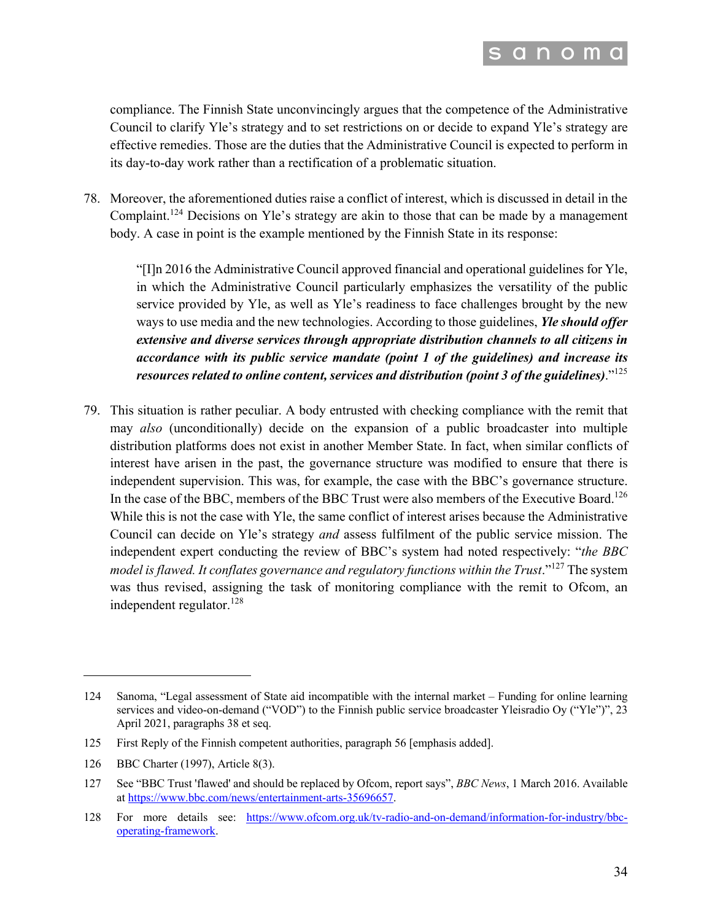compliance. The Finnish State unconvincingly argues that the competence of the Administrative Council to clarify Yle's strategy and to set restrictions on or decide to expand Yle's strategy are effective remedies. Those are the duties that the Administrative Council is expected to perform in its day-to-day work rather than a rectification of a problematic situation.

78. Moreover, the aforementioned duties raise a conflict of interest, which is discussed in detail in the Complaint.[124] Decisions on Yle's strategy are akin to those that can be made by a management body. A case in point is the example mentioned by the Finnish State in its response:

> "[I]n 2016 the Administrative Council approved financial and operational guidelines for Yle, in which the Administrative Council particularly emphasizes the versatility of the public service provided by Yle, as well as Yle's readiness to face challenges brought by the new ways to use media and the new technologies. According to those guidelines, ***Yle should offer extensive and diverse services through appropriate distribution channels to all citizens in accordance with its public service mandate (point 1 of the guidelines) and increase its resources related to online content, services and distribution (point 3 of the guidelines)***."[125]

79. This situation is rather peculiar. A body entrusted with checking compliance with the remit that may *also* (unconditionally) decide on the expansion of a public broadcaster into multiple distribution platforms does not exist in another Member State. In fact, when similar conflicts of interest have arisen in the past, the governance structure was modified to ensure that there is independent supervision. This was, for example, the case with the BBC's governance structure. In the case of the BBC, members of the BBC Trust were also members of the Executive Board.[126] While this is not the case with Yle, the same conflict of interest arises because the Administrative Council can decide on Yle's strategy *and* assess fulfilment of the public service mission. The independent expert conducting the review of BBC's system had noted respectively: "*the BBC model is flawed. It conflates governance and regulatory functions within the Trust*."[127] The system was thus revised, assigning the task of monitoring compliance with the remit to Ofcom, an independent regulator.[128]

---

124 Sanoma, "Legal assessment of State aid incompatible with the internal market – Funding for online learning services and video-on-demand ("VOD") to the Finnish public service broadcaster Yleisradio Oy ("Yle")", 23 April 2021, paragraphs 38 et seq.

125 First Reply of the Finnish competent authorities, paragraph 56 [emphasis added].

126 BBC Charter (1997), Article 8(3).

127 See "BBC Trust 'flawed' and should be replaced by Ofcom, report says", *BBC News*, 1 March 2016. Available at https://www.bbc.com/news/entertainment-arts-35696657.

128 For more details see: https://www.ofcom.org.uk/tv-radio-and-on-demand/information-for-industry/bbc-operating-framework.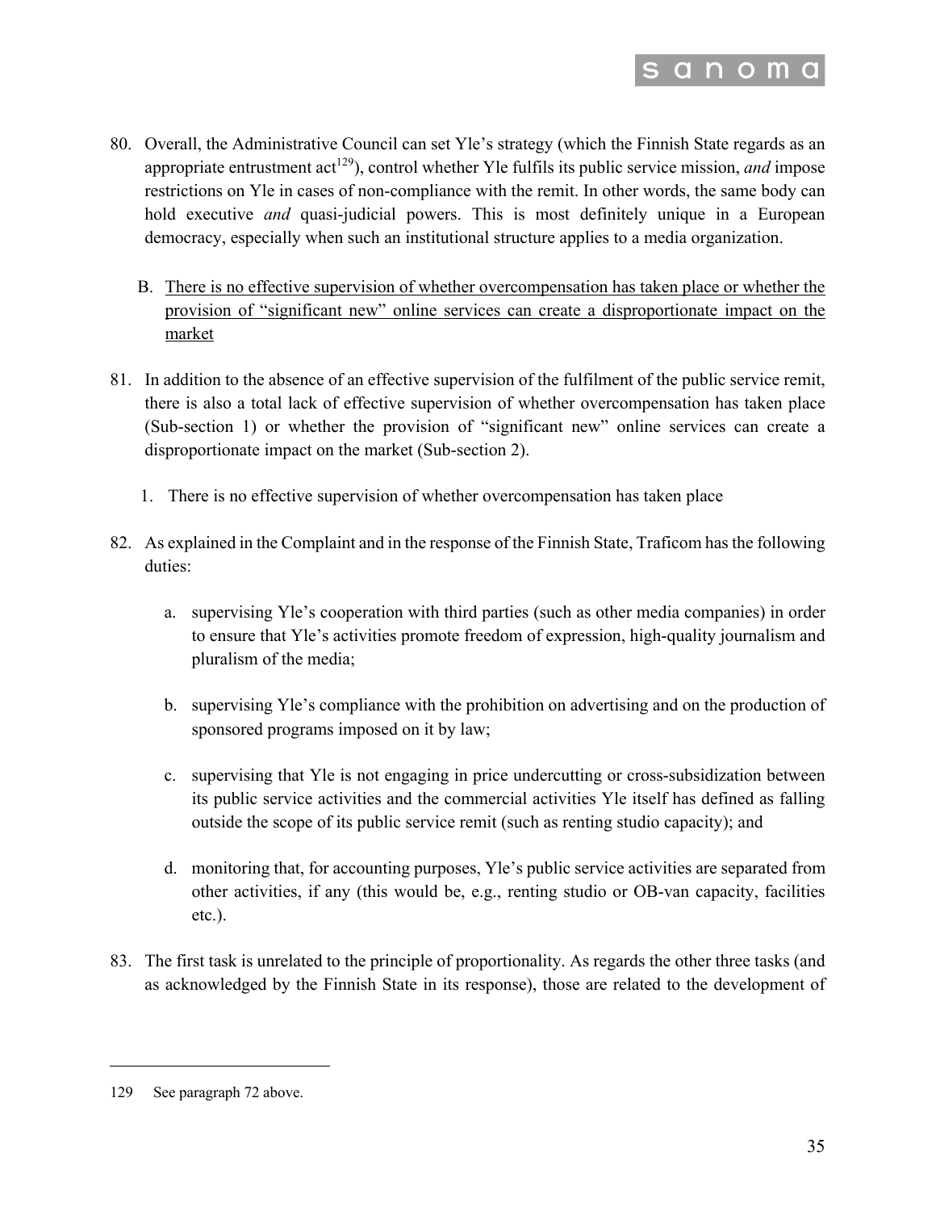80. Overall, the Administrative Council can set Yle's strategy (which the Finnish State regards as an appropriate entrustment act[129]), control whether Yle fulfils its public service mission, *and* impose restrictions on Yle in cases of non-compliance with the remit. In other words, the same body can hold executive *and* quasi-judicial powers. This is most definitely unique in a European democracy, especially when such an institutional structure applies to a media organization.

B. <u>There is no effective supervision of whether overcompensation has taken place or whether the provision of "significant new" online services can create a disproportionate impact on the market</u>

81. In addition to the absence of an effective supervision of the fulfilment of the public service remit, there is also a total lack of effective supervision of whether overcompensation has taken place (Sub-section 1) or whether the provision of "significant new" online services can create a disproportionate impact on the market (Sub-section 2).

1. There is no effective supervision of whether overcompensation has taken place

82. As explained in the Complaint and in the response of the Finnish State, Traficom has the following duties:

   a. supervising Yle's cooperation with third parties (such as other media companies) in order to ensure that Yle's activities promote freedom of expression, high-quality journalism and pluralism of the media;

   b. supervising Yle's compliance with the prohibition on advertising and on the production of sponsored programs imposed on it by law;

   c. supervising that Yle is not engaging in price undercutting or cross-subsidization between its public service activities and the commercial activities Yle itself has defined as falling outside the scope of its public service remit (such as renting studio capacity); and

   d. monitoring that, for accounting purposes, Yle's public service activities are separated from other activities, if any (this would be, e.g., renting studio or OB-van capacity, facilities etc.).

83. The first task is unrelated to the principle of proportionality. As regards the other three tasks (and as acknowledged by the Finnish State in its response), those are related to the development of

129 See paragraph 72 above.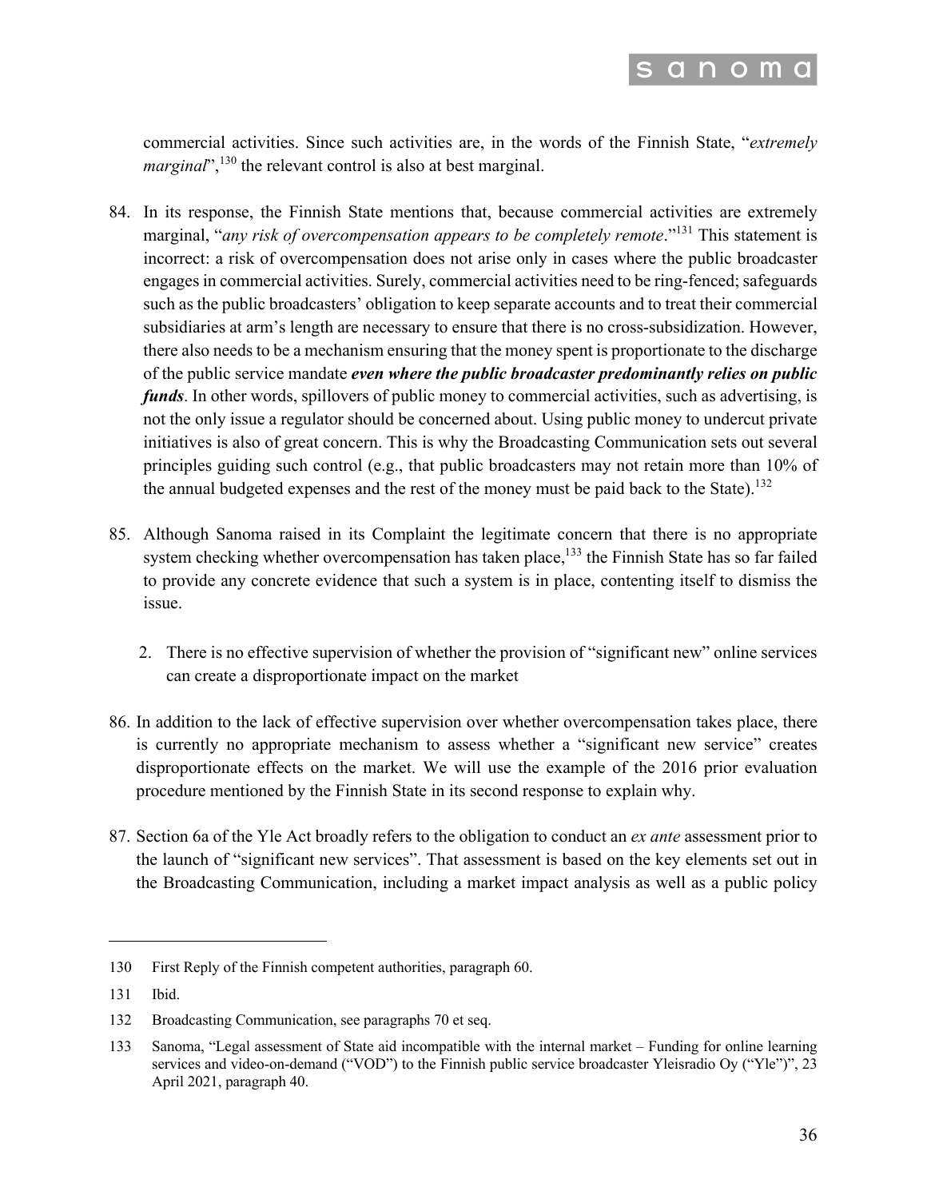commercial activities. Since such activities are, in the words of the Finnish State, "*extremely marginal*",[130] the relevant control is also at best marginal.

84. In its response, the Finnish State mentions that, because commercial activities are extremely marginal, "*any risk of overcompensation appears to be completely remote*."[131] This statement is incorrect: a risk of overcompensation does not arise only in cases where the public broadcaster engages in commercial activities. Surely, commercial activities need to be ring-fenced; safeguards such as the public broadcasters' obligation to keep separate accounts and to treat their commercial subsidiaries at arm's length are necessary to ensure that there is no cross-subsidization. However, there also needs to be a mechanism ensuring that the money spent is proportionate to the discharge of the public service mandate ***even where the public broadcaster predominantly relies on public funds***. In other words, spillovers of public money to commercial activities, such as advertising, is not the only issue a regulator should be concerned about. Using public money to undercut private initiatives is also of great concern. This is why the Broadcasting Communication sets out several principles guiding such control (e.g., that public broadcasters may not retain more than 10% of the annual budgeted expenses and the rest of the money must be paid back to the State).[132]

85. Although Sanoma raised in its Complaint the legitimate concern that there is no appropriate system checking whether overcompensation has taken place,[133] the Finnish State has so far failed to provide any concrete evidence that such a system is in place, contenting itself to dismiss the issue.

2. There is no effective supervision of whether the provision of "significant new" online services can create a disproportionate impact on the market

86. In addition to the lack of effective supervision over whether overcompensation takes place, there is currently no appropriate mechanism to assess whether a "significant new service" creates disproportionate effects on the market. We will use the example of the 2016 prior evaluation procedure mentioned by the Finnish State in its second response to explain why.

87. Section 6a of the Yle Act broadly refers to the obligation to conduct an *ex ante* assessment prior to the launch of "significant new services". That assessment is based on the key elements set out in the Broadcasting Communication, including a market impact analysis as well as a public policy

---

130 First Reply of the Finnish competent authorities, paragraph 60.

131 Ibid.

132 Broadcasting Communication, see paragraphs 70 et seq.

133 Sanoma, "Legal assessment of State aid incompatible with the internal market – Funding for online learning services and video-on-demand ("VOD") to the Finnish public service broadcaster Yleisradio Oy ("Yle")", 23 April 2021, paragraph 40.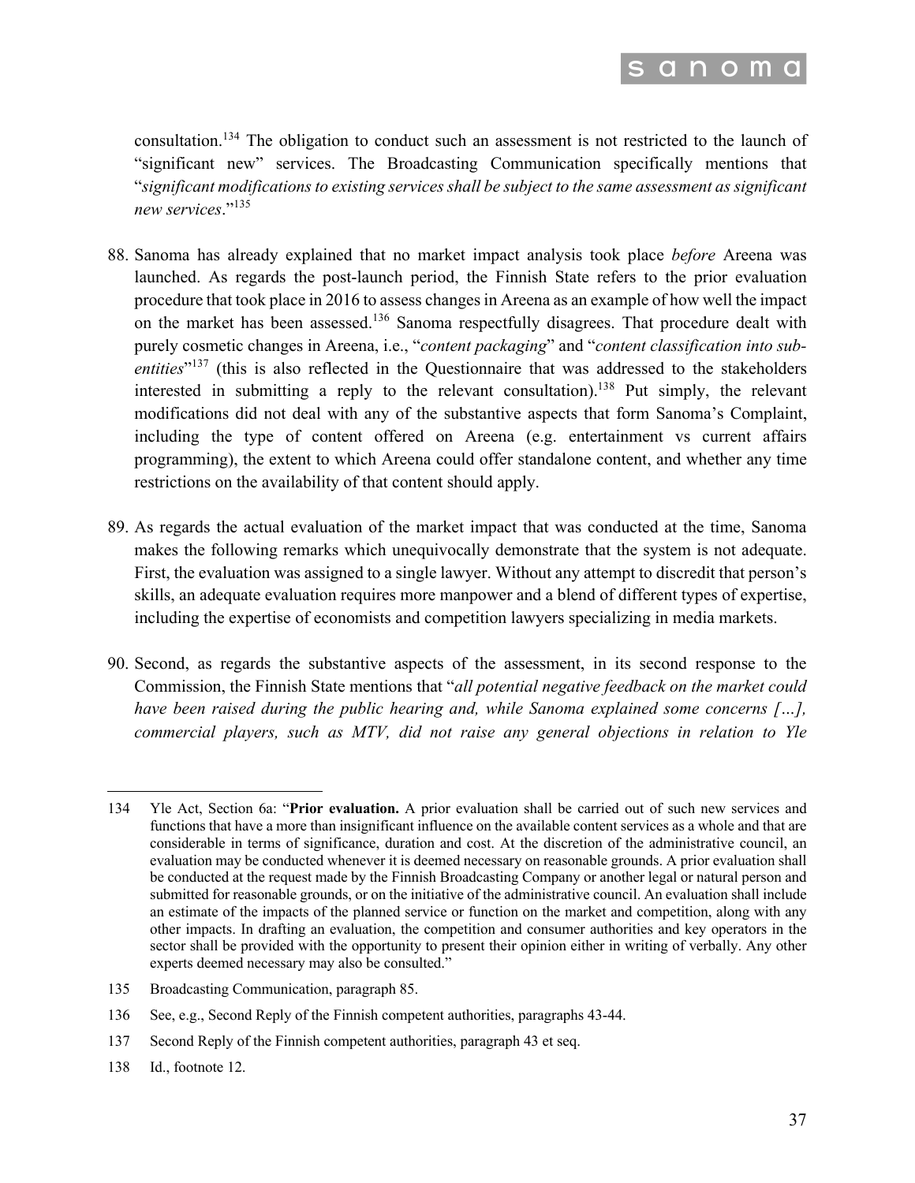consultation.[134] The obligation to conduct such an assessment is not restricted to the launch of "significant new" services. The Broadcasting Communication specifically mentions that "*significant modifications to existing services shall be subject to the same assessment as significant new services*."[135]

88. Sanoma has already explained that no market impact analysis took place *before* Areena was launched. As regards the post-launch period, the Finnish State refers to the prior evaluation procedure that took place in 2016 to assess changes in Areena as an example of how well the impact on the market has been assessed.[136] Sanoma respectfully disagrees. That procedure dealt with purely cosmetic changes in Areena, i.e., "*content packaging*" and "*content classification into sub-entities*"[137] (this is also reflected in the Questionnaire that was addressed to the stakeholders interested in submitting a reply to the relevant consultation).[138] Put simply, the relevant modifications did not deal with any of the substantive aspects that form Sanoma's Complaint, including the type of content offered on Areena (e.g. entertainment vs current affairs programming), the extent to which Areena could offer standalone content, and whether any time restrictions on the availability of that content should apply.

89. As regards the actual evaluation of the market impact that was conducted at the time, Sanoma makes the following remarks which unequivocally demonstrate that the system is not adequate. First, the evaluation was assigned to a single lawyer. Without any attempt to discredit that person's skills, an adequate evaluation requires more manpower and a blend of different types of expertise, including the expertise of economists and competition lawyers specializing in media markets.

90. Second, as regards the substantive aspects of the assessment, in its second response to the Commission, the Finnish State mentions that "*all potential negative feedback on the market could have been raised during the public hearing and, while Sanoma explained some concerns […], commercial players, such as MTV, did not raise any general objections in relation to Yle*

---

134 Yle Act, Section 6a: "**Prior evaluation.** A prior evaluation shall be carried out of such new services and functions that have a more than insignificant influence on the available content services as a whole and that are considerable in terms of significance, duration and cost. At the discretion of the administrative council, an evaluation may be conducted whenever it is deemed necessary on reasonable grounds. A prior evaluation shall be conducted at the request made by the Finnish Broadcasting Company or another legal or natural person and submitted for reasonable grounds, or on the initiative of the administrative council. An evaluation shall include an estimate of the impacts of the planned service or function on the market and competition, along with any other impacts. In drafting an evaluation, the competition and consumer authorities and key operators in the sector shall be provided with the opportunity to present their opinion either in writing of verbally. Any other experts deemed necessary may also be consulted."

135 Broadcasting Communication, paragraph 85.

136 See, e.g., Second Reply of the Finnish competent authorities, paragraphs 43-44.

137 Second Reply of the Finnish competent authorities, paragraph 43 et seq.

138 Id., footnote 12.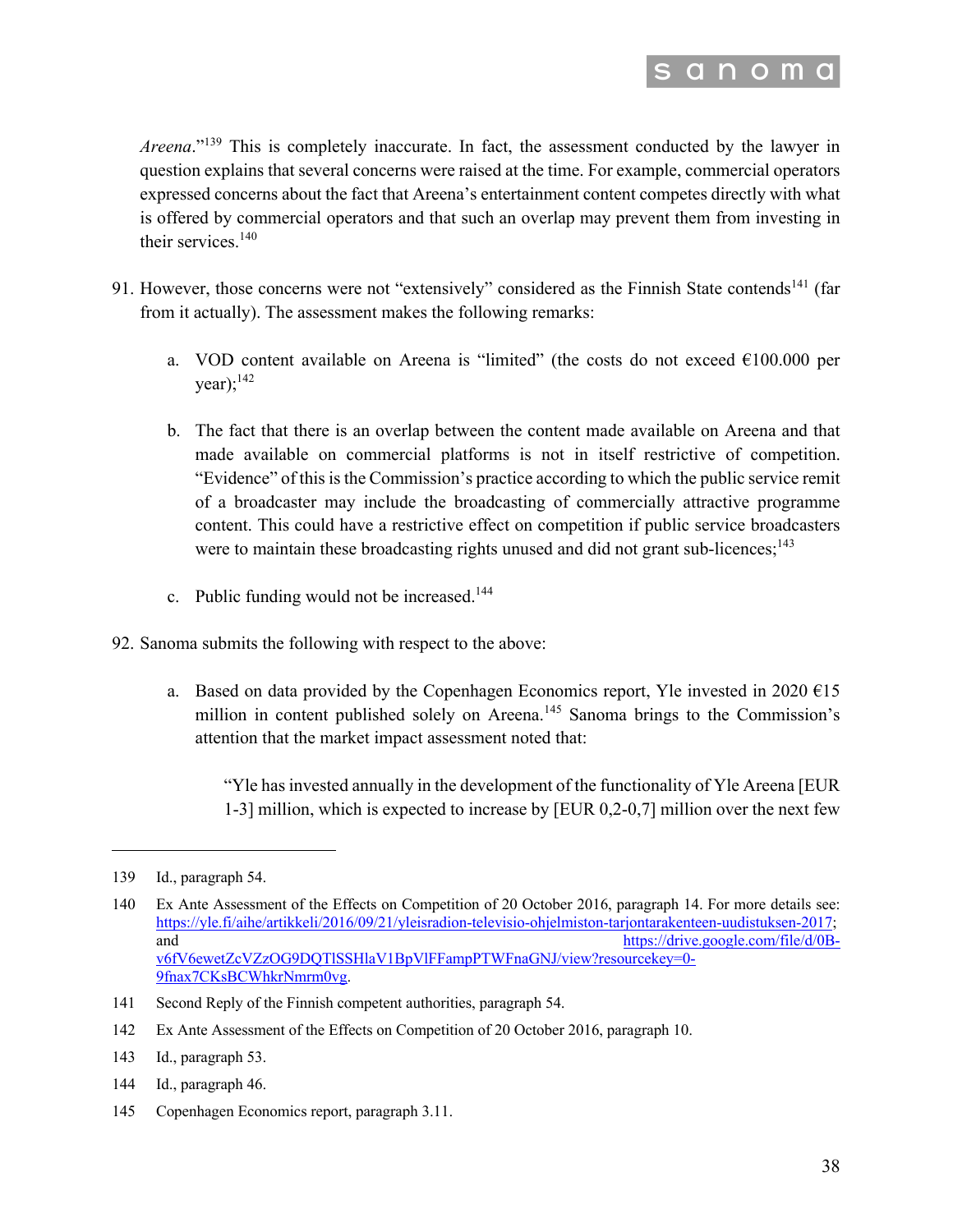*Areena*."[139] This is completely inaccurate. In fact, the assessment conducted by the lawyer in question explains that several concerns were raised at the time. For example, commercial operators expressed concerns about the fact that Areena's entertainment content competes directly with what is offered by commercial operators and that such an overlap may prevent them from investing in their services.[140]

91. However, those concerns were not "extensively" considered as the Finnish State contends[141] (far from it actually). The assessment makes the following remarks:

    a. VOD content available on Areena is "limited" (the costs do not exceed €100.000 per year);[142]

    b. The fact that there is an overlap between the content made available on Areena and that made available on commercial platforms is not in itself restrictive of competition. "Evidence" of this is the Commission's practice according to which the public service remit of a broadcaster may include the broadcasting of commercially attractive programme content. This could have a restrictive effect on competition if public service broadcasters were to maintain these broadcasting rights unused and did not grant sub-licences;[143]

    c. Public funding would not be increased.[144]

92. Sanoma submits the following with respect to the above:

    a. Based on data provided by the Copenhagen Economics report, Yle invested in 2020 €15 million in content published solely on Areena.[145] Sanoma brings to the Commission's attention that the market impact assessment noted that:

        "Yle has invested annually in the development of the functionality of Yle Areena [EUR 1-3] million, which is expected to increase by [EUR 0,2-0,7] million over the next few

---

139 Id., paragraph 54.

140 Ex Ante Assessment of the Effects on Competition of 20 October 2016, paragraph 14. For more details see: https://yle.fi/aihe/artikkeli/2016/09/21/yleisradion-televisio-ohjelmiston-tarjontarakenteen-uudistuksen-2017; and https://drive.google.com/file/d/0B-v6fV6ewetZcVZzOG9DQTlSSHlaV1BpVlFFampPTWFnaGNJ/view?resourcekey=0-9fnax7CKsBCWhkrNmrm0vg.

141 Second Reply of the Finnish competent authorities, paragraph 54.

142 Ex Ante Assessment of the Effects on Competition of 20 October 2016, paragraph 10.

143 Id., paragraph 53.

144 Id., paragraph 46.

145 Copenhagen Economics report, paragraph 3.11.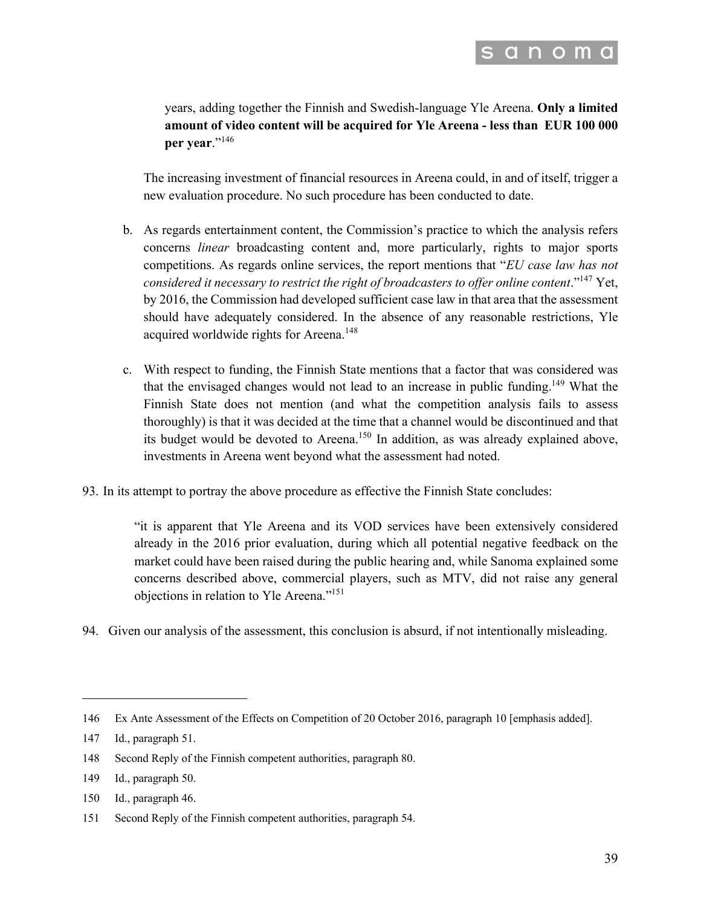years, adding together the Finnish and Swedish-language Yle Areena. **Only a limited amount of video content will be acquired for Yle Areena - less than EUR 100 000 per year**."[146]

The increasing investment of financial resources in Areena could, in and of itself, trigger a new evaluation procedure. No such procedure has been conducted to date.

b. As regards entertainment content, the Commission's practice to which the analysis refers concerns *linear* broadcasting content and, more particularly, rights to major sports competitions. As regards online services, the report mentions that "*EU case law has not considered it necessary to restrict the right of broadcasters to offer online content*."[147] Yet, by 2016, the Commission had developed sufficient case law in that area that the assessment should have adequately considered. In the absence of any reasonable restrictions, Yle acquired worldwide rights for Areena.[148]

c. With respect to funding, the Finnish State mentions that a factor that was considered was that the envisaged changes would not lead to an increase in public funding.[149] What the Finnish State does not mention (and what the competition analysis fails to assess thoroughly) is that it was decided at the time that a channel would be discontinued and that its budget would be devoted to Areena.[150] In addition, as was already explained above, investments in Areena went beyond what the assessment had noted.

93. In its attempt to portray the above procedure as effective the Finnish State concludes:

> "it is apparent that Yle Areena and its VOD services have been extensively considered already in the 2016 prior evaluation, during which all potential negative feedback on the market could have been raised during the public hearing and, while Sanoma explained some concerns described above, commercial players, such as MTV, did not raise any general objections in relation to Yle Areena."[151]

94. Given our analysis of the assessment, this conclusion is absurd, if not intentionally misleading.

---

146 Ex Ante Assessment of the Effects on Competition of 20 October 2016, paragraph 10 [emphasis added].

147 Id., paragraph 51.

148 Second Reply of the Finnish competent authorities, paragraph 80.

149 Id., paragraph 50.

150 Id., paragraph 46.

151 Second Reply of the Finnish competent authorities, paragraph 54.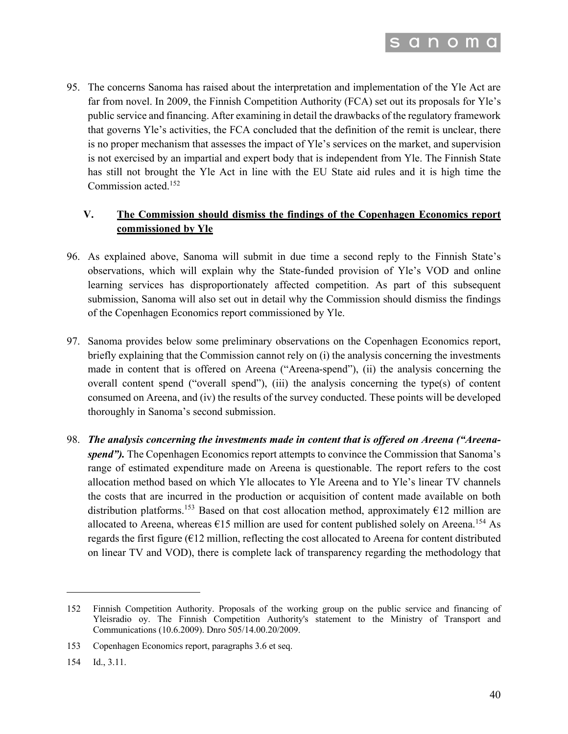95. The concerns Sanoma has raised about the interpretation and implementation of the Yle Act are far from novel. In 2009, the Finnish Competition Authority (FCA) set out its proposals for Yle's public service and financing. After examining in detail the drawbacks of the regulatory framework that governs Yle's activities, the FCA concluded that the definition of the remit is unclear, there is no proper mechanism that assesses the impact of Yle's services on the market, and supervision is not exercised by an impartial and expert body that is independent from Yle. The Finnish State has still not brought the Yle Act in line with the EU State aid rules and it is high time the Commission acted.[152]

## V. <u>The Commission should dismiss the findings of the Copenhagen Economics report commissioned by Yle</u>

96. As explained above, Sanoma will submit in due time a second reply to the Finnish State's observations, which will explain why the State-funded provision of Yle's VOD and online learning services has disproportionately affected competition. As part of this subsequent submission, Sanoma will also set out in detail why the Commission should dismiss the findings of the Copenhagen Economics report commissioned by Yle.

97. Sanoma provides below some preliminary observations on the Copenhagen Economics report, briefly explaining that the Commission cannot rely on (i) the analysis concerning the investments made in content that is offered on Areena ("Areena-spend"), (ii) the analysis concerning the overall content spend ("overall spend"), (iii) the analysis concerning the type(s) of content consumed on Areena, and (iv) the results of the survey conducted. These points will be developed thoroughly in Sanoma's second submission.

98. ***The analysis concerning the investments made in content that is offered on Areena ("Areena-spend").*** The Copenhagen Economics report attempts to convince the Commission that Sanoma's range of estimated expenditure made on Areena is questionable. The report refers to the cost allocation method based on which Yle allocates to Yle Areena and to Yle's linear TV channels the costs that are incurred in the production or acquisition of content made available on both distribution platforms.[153] Based on that cost allocation method, approximately €12 million are allocated to Areena, whereas €15 million are used for content published solely on Areena.[154] As regards the first figure (€12 million, reflecting the cost allocated to Areena for content distributed on linear TV and VOD), there is complete lack of transparency regarding the methodology that

---

152 Finnish Competition Authority. Proposals of the working group on the public service and financing of Yleisradio oy. The Finnish Competition Authority's statement to the Ministry of Transport and Communications (10.6.2009). Dnro 505/14.00.20/2009.

153 Copenhagen Economics report, paragraphs 3.6 et seq.

154 Id., 3.11.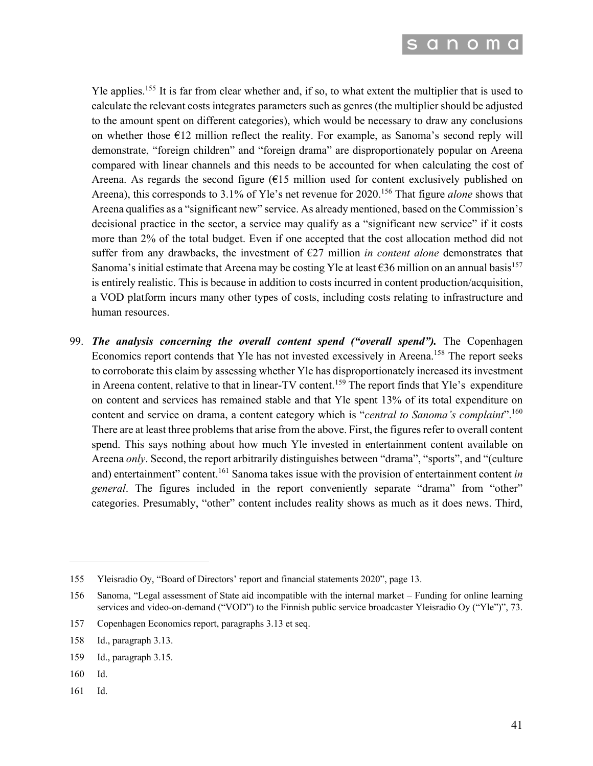Yle applies.[155] It is far from clear whether and, if so, to what extent the multiplier that is used to calculate the relevant costs integrates parameters such as genres (the multiplier should be adjusted to the amount spent on different categories), which would be necessary to draw any conclusions on whether those €12 million reflect the reality. For example, as Sanoma's second reply will demonstrate, "foreign children" and "foreign drama" are disproportionately popular on Areena compared with linear channels and this needs to be accounted for when calculating the cost of Areena. As regards the second figure (€15 million used for content exclusively published on Areena), this corresponds to 3.1% of Yle's net revenue for 2020.[156] That figure *alone* shows that Areena qualifies as a "significant new" service. As already mentioned, based on the Commission's decisional practice in the sector, a service may qualify as a "significant new service" if it costs more than 2% of the total budget. Even if one accepted that the cost allocation method did not suffer from any drawbacks, the investment of €27 million *in content alone* demonstrates that Sanoma's initial estimate that Areena may be costing Yle at least €36 million on an annual basis[157] is entirely realistic. This is because in addition to costs incurred in content production/acquisition, a VOD platform incurs many other types of costs, including costs relating to infrastructure and human resources.

99. ***The analysis concerning the overall content spend ("overall spend").*** The Copenhagen Economics report contends that Yle has not invested excessively in Areena.[158] The report seeks to corroborate this claim by assessing whether Yle has disproportionately increased its investment in Areena content, relative to that in linear-TV content.[159] The report finds that Yle's expenditure on content and services has remained stable and that Yle spent 13% of its total expenditure on content and service on drama, a content category which is "*central to Sanoma's complaint*".[160] There are at least three problems that arise from the above. First, the figures refer to overall content spend. This says nothing about how much Yle invested in entertainment content available on Areena *only*. Second, the report arbitrarily distinguishes between "drama", "sports", and "(culture and) entertainment" content.[161] Sanoma takes issue with the provision of entertainment content *in general*. The figures included in the report conveniently separate "drama" from "other" categories. Presumably, "other" content includes reality shows as much as it does news. Third,

---

155 Yleisradio Oy, "Board of Directors' report and financial statements 2020", page 13.

156 Sanoma, "Legal assessment of State aid incompatible with the internal market – Funding for online learning services and video-on-demand ("VOD") to the Finnish public service broadcaster Yleisradio Oy ("Yle")", 73.

157 Copenhagen Economics report, paragraphs 3.13 et seq.

158 Id., paragraph 3.13.

159 Id., paragraph 3.15.

160 Id.

161 Id.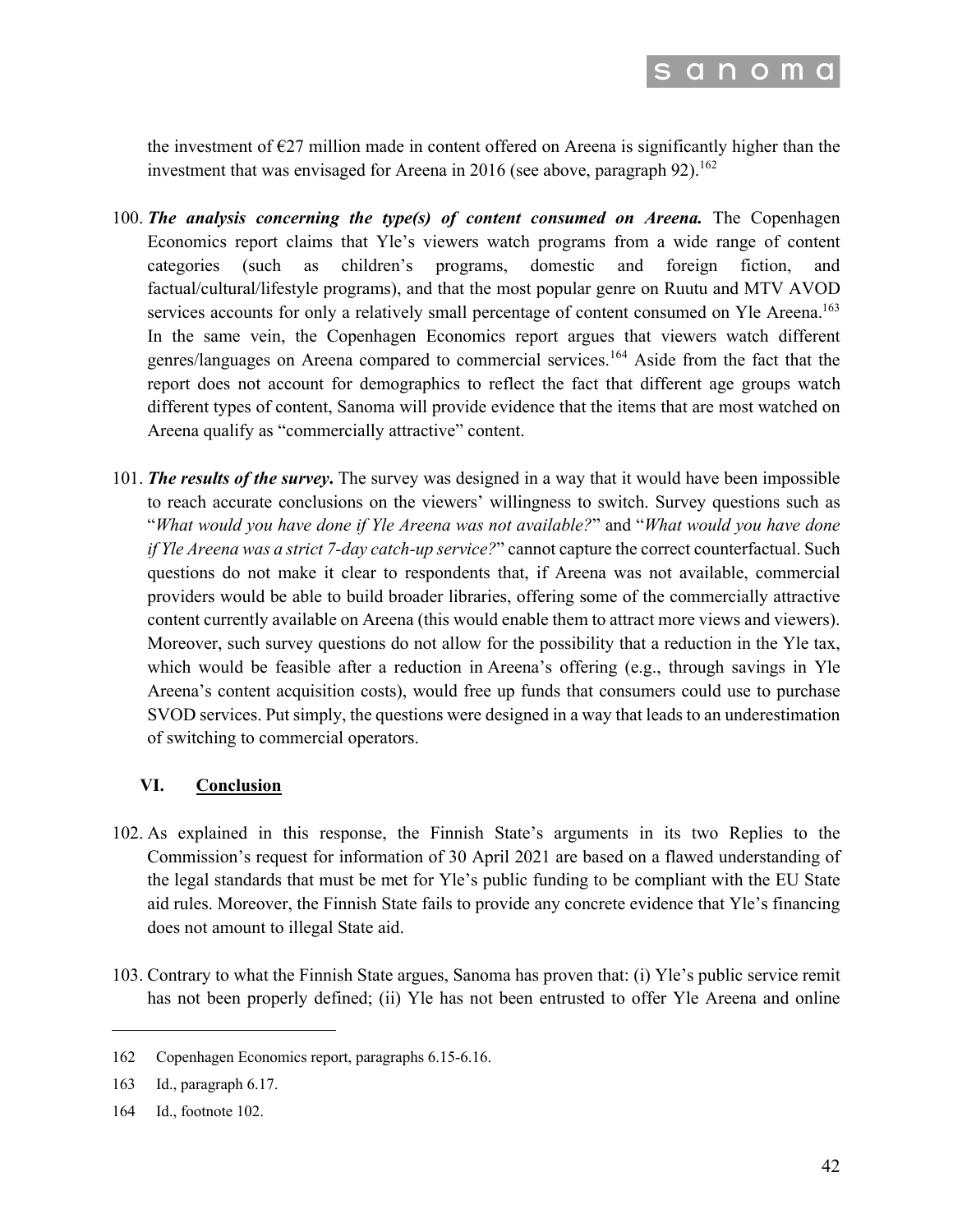the investment of €27 million made in content offered on Areena is significantly higher than the investment that was envisaged for Areena in 2016 (see above, paragraph 92).[162]

100. ***The analysis concerning the type(s) of content consumed on Areena.*** The Copenhagen Economics report claims that Yle's viewers watch programs from a wide range of content categories (such as children's programs, domestic and foreign fiction, and factual/cultural/lifestyle programs), and that the most popular genre on Ruutu and MTV AVOD services accounts for only a relatively small percentage of content consumed on Yle Areena.[163] In the same vein, the Copenhagen Economics report argues that viewers watch different genres/languages on Areena compared to commercial services.[164] Aside from the fact that the report does not account for demographics to reflect the fact that different age groups watch different types of content, Sanoma will provide evidence that the items that are most watched on Areena qualify as "commercially attractive" content.

101. ***The results of the survey***. The survey was designed in a way that it would have been impossible to reach accurate conclusions on the viewers' willingness to switch. Survey questions such as "*What would you have done if Yle Areena was not available?*" and "*What would you have done if Yle Areena was a strict 7-day catch-up service?*" cannot capture the correct counterfactual. Such questions do not make it clear to respondents that, if Areena was not available, commercial providers would be able to build broader libraries, offering some of the commercially attractive content currently available on Areena (this would enable them to attract more views and viewers). Moreover, such survey questions do not allow for the possibility that a reduction in the Yle tax, which would be feasible after a reduction in Areena's offering (e.g., through savings in Yle Areena's content acquisition costs), would free up funds that consumers could use to purchase SVOD services. Put simply, the questions were designed in a way that leads to an underestimation of switching to commercial operators.

## VI. <u>Conclusion</u>

102. As explained in this response, the Finnish State's arguments in its two Replies to the Commission's request for information of 30 April 2021 are based on a flawed understanding of the legal standards that must be met for Yle's public funding to be compliant with the EU State aid rules. Moreover, the Finnish State fails to provide any concrete evidence that Yle's financing does not amount to illegal State aid.

103. Contrary to what the Finnish State argues, Sanoma has proven that: (i) Yle's public service remit has not been properly defined; (ii) Yle has not been entrusted to offer Yle Areena and online

---

162 Copenhagen Economics report, paragraphs 6.15-6.16.

163 Id., paragraph 6.17.

164 Id., footnote 102.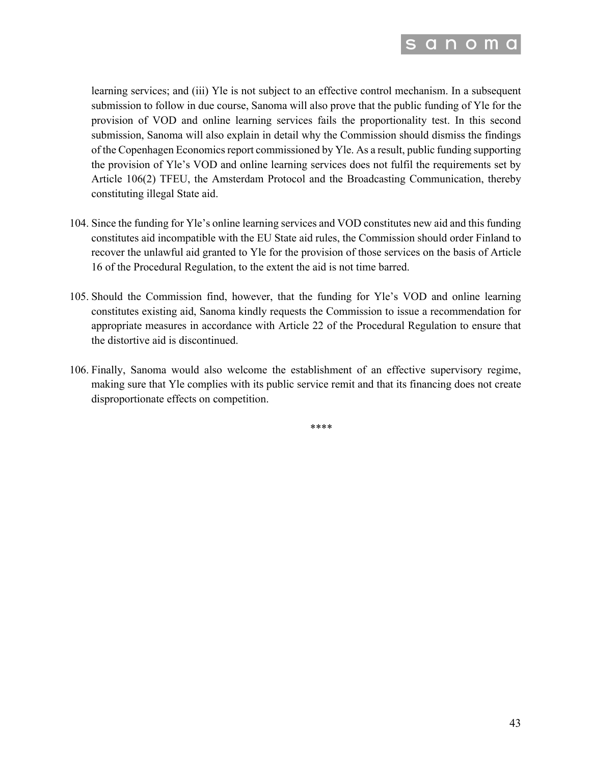learning services; and (iii) Yle is not subject to an effective control mechanism. In a subsequent submission to follow in due course, Sanoma will also prove that the public funding of Yle for the provision of VOD and online learning services fails the proportionality test. In this second submission, Sanoma will also explain in detail why the Commission should dismiss the findings of the Copenhagen Economics report commissioned by Yle. As a result, public funding supporting the provision of Yle's VOD and online learning services does not fulfil the requirements set by Article 106(2) TFEU, the Amsterdam Protocol and the Broadcasting Communication, thereby constituting illegal State aid.

104. Since the funding for Yle's online learning services and VOD constitutes new aid and this funding constitutes aid incompatible with the EU State aid rules, the Commission should order Finland to recover the unlawful aid granted to Yle for the provision of those services on the basis of Article 16 of the Procedural Regulation, to the extent the aid is not time barred.

105. Should the Commission find, however, that the funding for Yle's VOD and online learning constitutes existing aid, Sanoma kindly requests the Commission to issue a recommendation for appropriate measures in accordance with Article 22 of the Procedural Regulation to ensure that the distortive aid is discontinued.

106. Finally, Sanoma would also welcome the establishment of an effective supervisory regime, making sure that Yle complies with its public service remit and that its financing does not create disproportionate effects on competition.

****